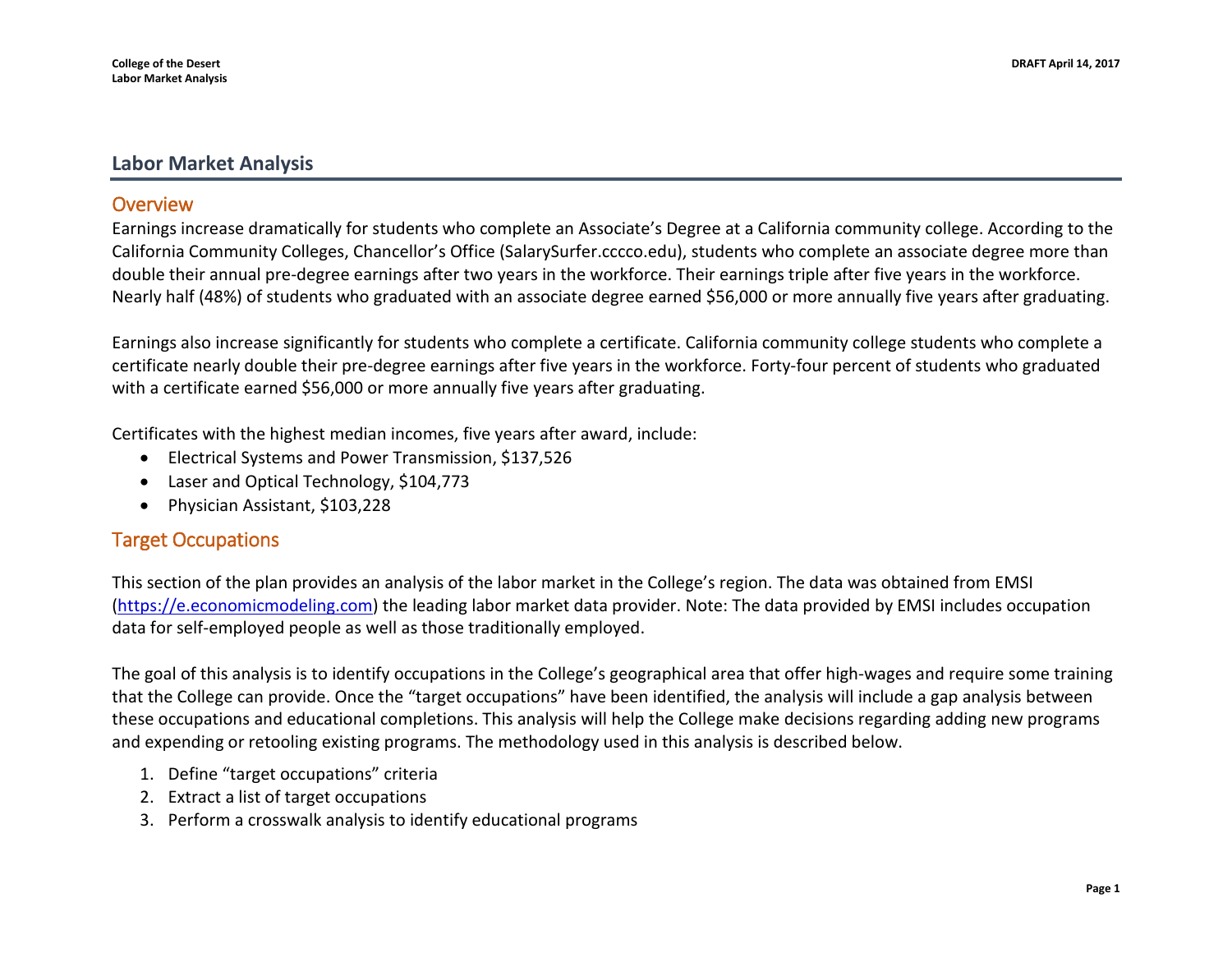# Labor Market Analysis

## Overview

Earnings increase dramatically for students who complete an Associate's Degree at a California community college. According to the California Community Colleges, Chancellor's Office (SalarySurfer.cccco.edu), students who complete an associate degree more than double their annual pre-degree earnings after two years in the workforce. Their earnings triple after five years in the workforce. Nearly half (48%) of students who graduated with an associate degree earned $56,000 or more annually five years after graduating.

Earnings also increase significantly for students who complete a certificate. California community college students who complete a certificate nearly double their pre-degree earnings after five years in the workforce. Forty-four percent of students who graduated with a certificate earned $56,000 or more annually five years after graduating.

Certificates with the highest median incomes, five years after award, include:

- Electrical Systems and Power Transmission, $137,526
- Laser and Optical Technology, $104,773
- Physician Assistant, $103,228

## Target Occupations

This section of the plan provides an analysis of the labor market in the College's region. The data was obtained from EMSI (https://e.economicmodeling.com) the leading labor market data provider. Note: The data provided by EMSI includes occupation data for self-employed people as well as those traditionally employed.

The goal of this analysis is to identify occupations in the College's geographical area that offer high-wages and require some training that the College can provide. Once the "target occupations" have been identified, the analysis will include a gap analysis between these occupations and educational completions. This analysis will help the College make decisions regarding adding new programs and expending or retooling existing programs. The methodology used in this analysis is described below.

1. Define "target occupations" criteria
2. Extract a list of target occupations
3. Perform a crosswalk analysis to identify educational programs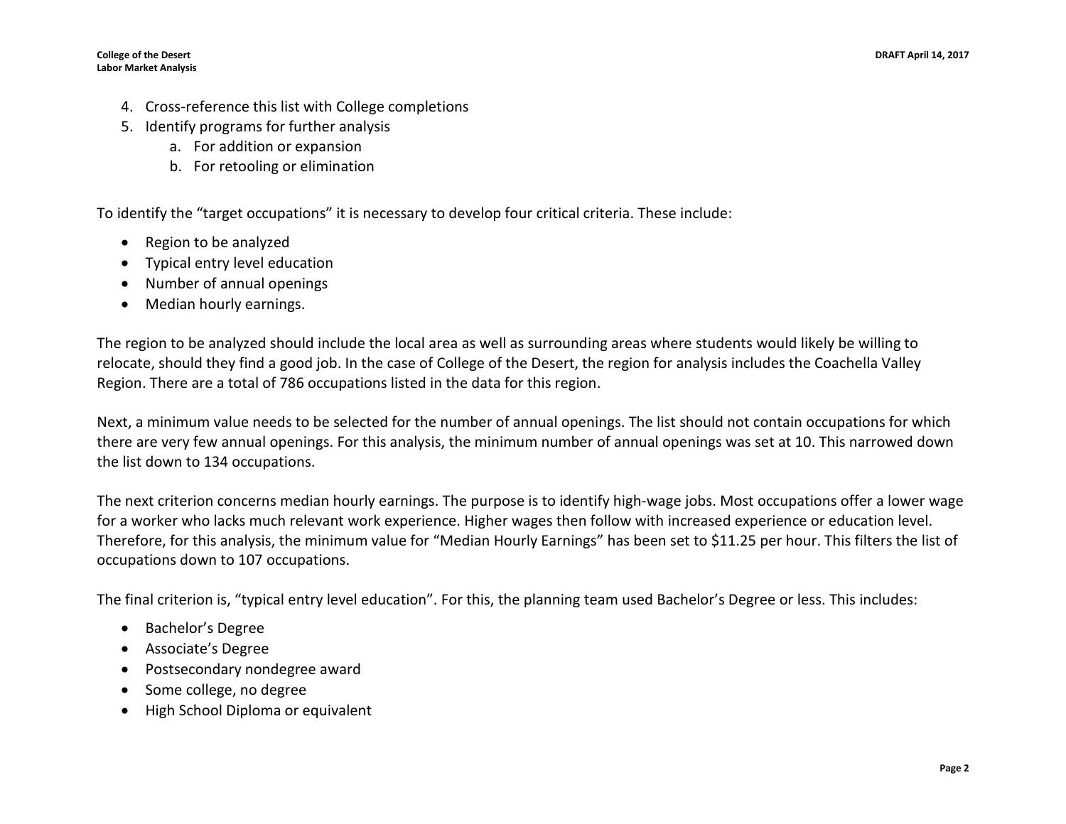4. Cross-reference this list with College completions
5. Identify programs for further analysis
    a. For addition or expansion
    b. For retooling or elimination

To identify the "target occupations" it is necessary to develop four critical criteria. These include:

- Region to be analyzed
- Typical entry level education
- Number of annual openings
- Median hourly earnings.

The region to be analyzed should include the local area as well as surrounding areas where students would likely be willing to relocate, should they find a good job. In the case of College of the Desert, the region for analysis includes the Coachella Valley Region. There are a total of 786 occupations listed in the data for this region.

Next, a minimum value needs to be selected for the number of annual openings. The list should not contain occupations for which there are very few annual openings. For this analysis, the minimum number of annual openings was set at 10. This narrowed down the list down to 134 occupations.

The next criterion concerns median hourly earnings. The purpose is to identify high-wage jobs. Most occupations offer a lower wage for a worker who lacks much relevant work experience. Higher wages then follow with increased experience or education level. Therefore, for this analysis, the minimum value for "Median Hourly Earnings" has been set to $11.25 per hour. This filters the list of occupations down to 107 occupations.

The final criterion is, "typical entry level education". For this, the planning team used Bachelor's Degree or less. This includes:

- Bachelor's Degree
- Associate's Degree
- Postsecondary nondegree award
- Some college, no degree
- High School Diploma or equivalent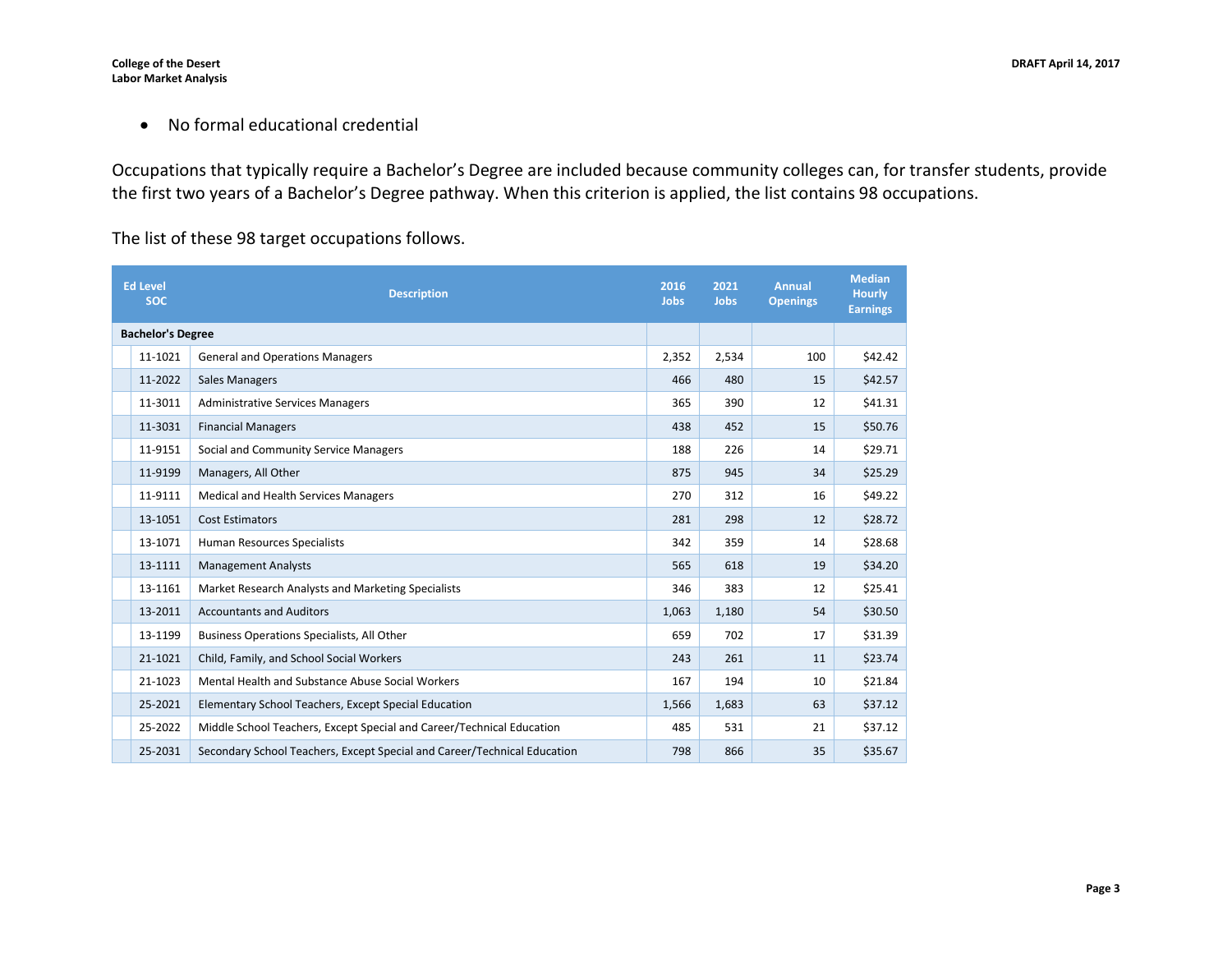- No formal educational credential

Occupations that typically require a Bachelor's Degree are included because community colleges can, for transfer students, provide the first two years of a Bachelor's Degree pathway. When this criterion is applied, the list contains 98 occupations.

The list of these 98 target occupations follows.

| Ed Level SOC | Description | 2016 Jobs | 2021 Jobs | Annual Openings | Median Hourly Earnings |
|---|---|---|---|---|---|
| **Bachelor's Degree** | | | | | |
| 11-1021 | General and Operations Managers | 2,352 | 2,534 | 100 | $42.42 |
| 11-2022 | Sales Managers | 466 | 480 | 15 | $42.57 |
| 11-3011 | Administrative Services Managers | 365 | 390 | 12 | $41.31 |
| 11-3031 | Financial Managers | 438 | 452 | 15 | $50.76 |
| 11-9151 | Social and Community Service Managers | 188 | 226 | 14 | $29.71 |
| 11-9199 | Managers, All Other | 875 | 945 | 34 | $25.29 |
| 11-9111 | Medical and Health Services Managers | 270 | 312 | 16 | $49.22 |
| 13-1051 | Cost Estimators | 281 | 298 | 12 | $28.72 |
| 13-1071 | Human Resources Specialists | 342 | 359 | 14 | $28.68 |
| 13-1111 | Management Analysts | 565 | 618 | 19 | $34.20 |
| 13-1161 | Market Research Analysts and Marketing Specialists | 346 | 383 | 12 | $25.41 |
| 13-2011 | Accountants and Auditors | 1,063 | 1,180 | 54 | $30.50 |
| 13-1199 | Business Operations Specialists, All Other | 659 | 702 | 17 | $31.39 |
| 21-1021 | Child, Family, and School Social Workers | 243 | 261 | 11 | $23.74 |
| 21-1023 | Mental Health and Substance Abuse Social Workers | 167 | 194 | 10 | $21.84 |
| 25-2021 | Elementary School Teachers, Except Special Education | 1,566 | 1,683 | 63 | $37.12 |
| 25-2022 | Middle School Teachers, Except Special and Career/Technical Education | 485 | 531 | 21 | $37.12 |
| 25-2031 | Secondary School Teachers, Except Special and Career/Technical Education | 798 | 866 | 35 | $35.67 |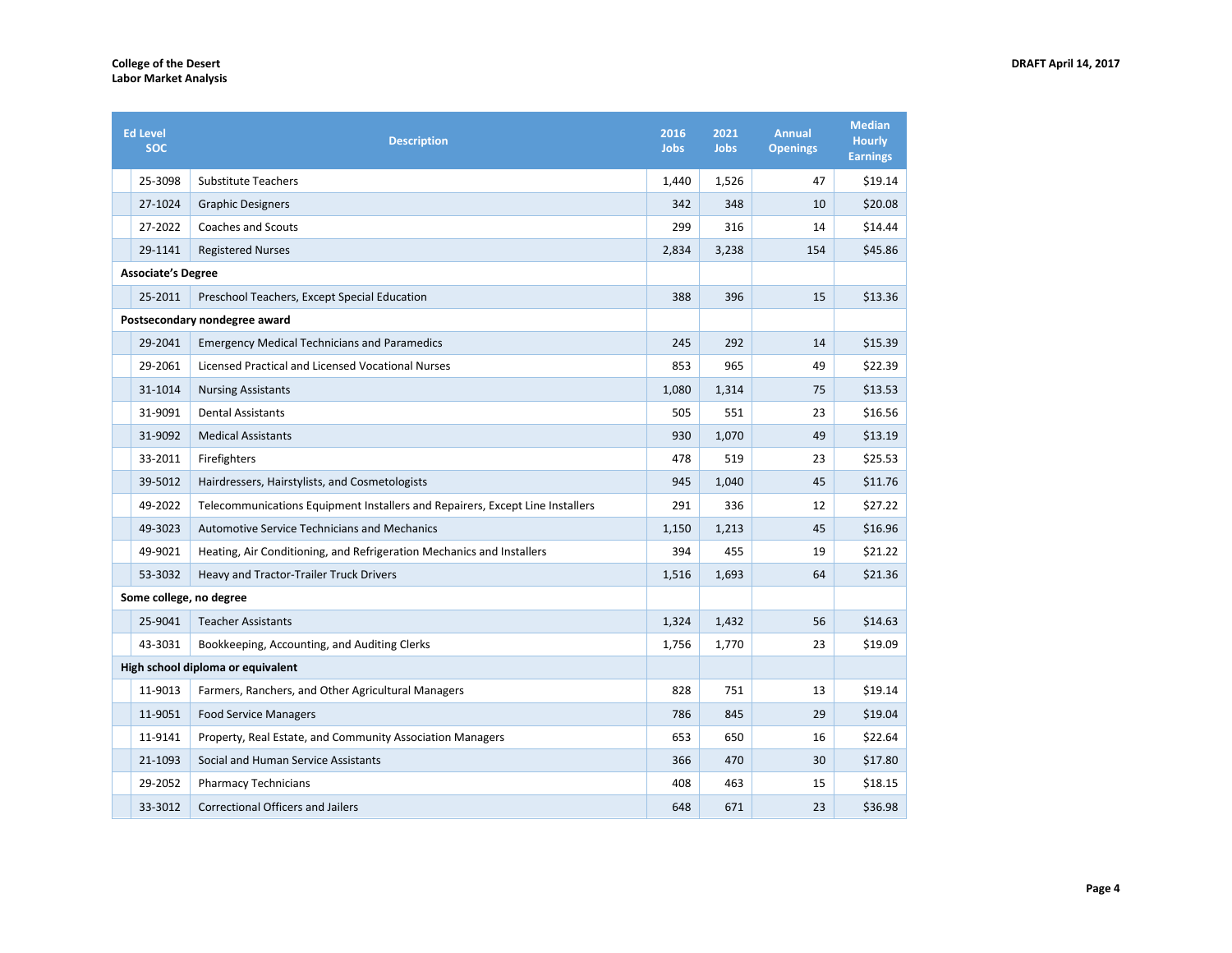| Ed Level SOC | Description | 2016 Jobs | 2021 Jobs | Annual Openings | Median Hourly Earnings |
|---|---|---|---|---|---|
| 25-3098 | Substitute Teachers | 1,440 | 1,526 | 47 | $19.14 |
| 27-1024 | Graphic Designers | 342 | 348 | 10 | $20.08 |
| 27-2022 | Coaches and Scouts | 299 | 316 | 14 | $14.44 |
| 29-1141 | Registered Nurses | 2,834 | 3,238 | 154 | $45.86 |
| **Associate's Degree** | | | | | |
| 25-2011 | Preschool Teachers, Except Special Education | 388 | 396 | 15 | $13.36 |
| **Postsecondary nondegree award** | | | | | |
| 29-2041 | Emergency Medical Technicians and Paramedics | 245 | 292 | 14 | $15.39 |
| 29-2061 | Licensed Practical and Licensed Vocational Nurses | 853 | 965 | 49 | $22.39 |
| 31-1014 | Nursing Assistants | 1,080 | 1,314 | 75 | $13.53 |
| 31-9091 | Dental Assistants | 505 | 551 | 23 | $16.56 |
| 31-9092 | Medical Assistants | 930 | 1,070 | 49 | $13.19 |
| 33-2011 | Firefighters | 478 | 519 | 23 | $25.53 |
| 39-5012 | Hairdressers, Hairstylists, and Cosmetologists | 945 | 1,040 | 45 | $11.76 |
| 49-2022 | Telecommunications Equipment Installers and Repairers, Except Line Installers | 291 | 336 | 12 | $27.22 |
| 49-3023 | Automotive Service Technicians and Mechanics | 1,150 | 1,213 | 45 | $16.96 |
| 49-9021 | Heating, Air Conditioning, and Refrigeration Mechanics and Installers | 394 | 455 | 19 | $21.22 |
| 53-3032 | Heavy and Tractor-Trailer Truck Drivers | 1,516 | 1,693 | 64 | $21.36 |
| **Some college, no degree** | | | | | |
| 25-9041 | Teacher Assistants | 1,324 | 1,432 | 56 | $14.63 |
| 43-3031 | Bookkeeping, Accounting, and Auditing Clerks | 1,756 | 1,770 | 23 | $19.09 |
| **High school diploma or equivalent** | | | | | |
| 11-9013 | Farmers, Ranchers, and Other Agricultural Managers | 828 | 751 | 13 | $19.14 |
| 11-9051 | Food Service Managers | 786 | 845 | 29 | $19.04 |
| 11-9141 | Property, Real Estate, and Community Association Managers | 653 | 650 | 16 | $22.64 |
| 21-1093 | Social and Human Service Assistants | 366 | 470 | 30 | $17.80 |
| 29-2052 | Pharmacy Technicians | 408 | 463 | 15 | $18.15 |
| 33-3012 | Correctional Officers and Jailers | 648 | 671 | 23 | $36.98 |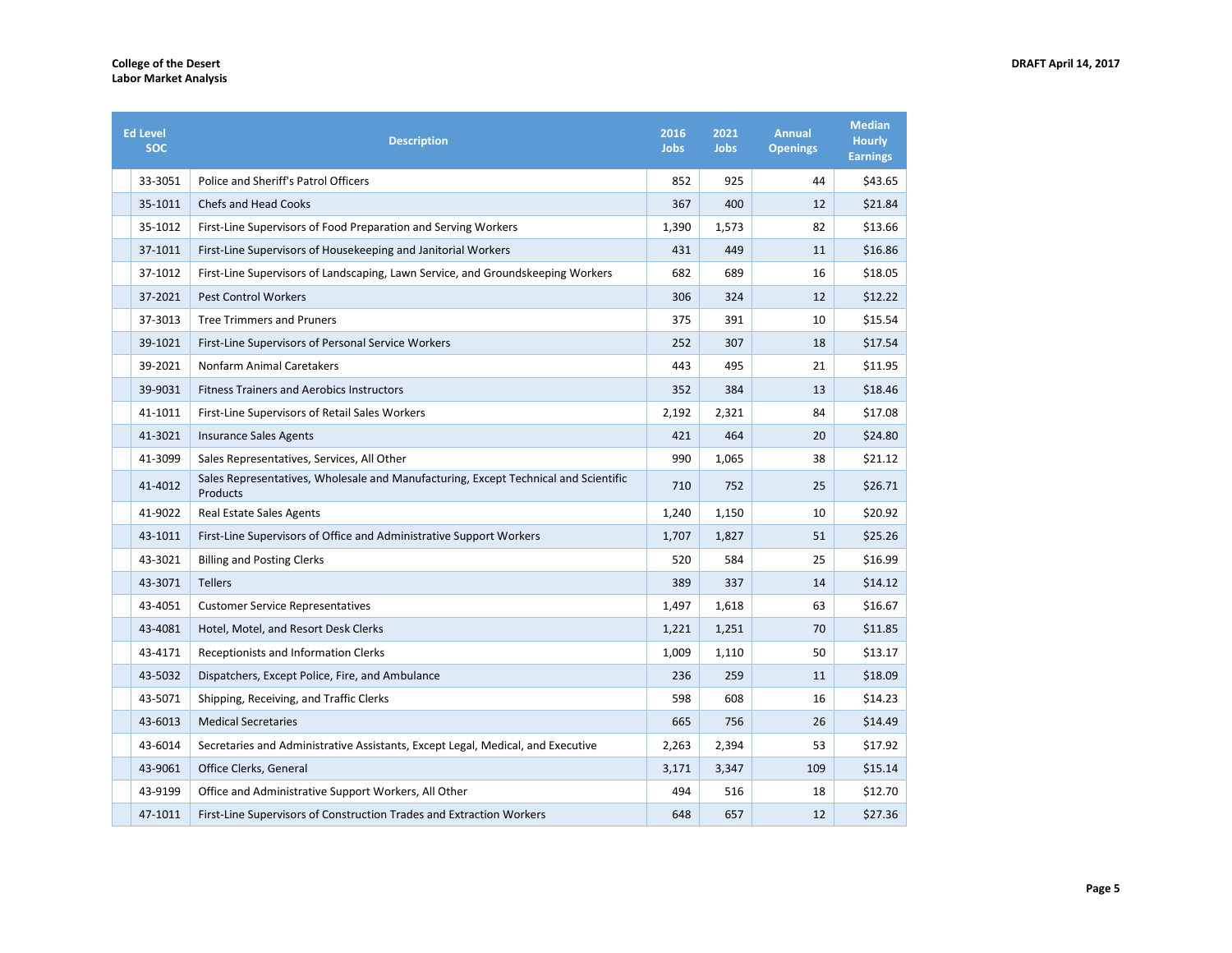| Ed Level SOC | Description | 2016 Jobs | 2021 Jobs | Annual Openings | Median Hourly Earnings |
|---|---|---|---|---|---|
| 33-3051 | Police and Sheriff's Patrol Officers | 852 | 925 | 44 | $43.65 |
| 35-1011 | Chefs and Head Cooks | 367 | 400 | 12 | $21.84 |
| 35-1012 | First-Line Supervisors of Food Preparation and Serving Workers | 1,390 | 1,573 | 82 | $13.66 |
| 37-1011 | First-Line Supervisors of Housekeeping and Janitorial Workers | 431 | 449 | 11 | $16.86 |
| 37-1012 | First-Line Supervisors of Landscaping, Lawn Service, and Groundskeeping Workers | 682 | 689 | 16 | $18.05 |
| 37-2021 | Pest Control Workers | 306 | 324 | 12 | $12.22 |
| 37-3013 | Tree Trimmers and Pruners | 375 | 391 | 10 | $15.54 |
| 39-1021 | First-Line Supervisors of Personal Service Workers | 252 | 307 | 18 | $17.54 |
| 39-2021 | Nonfarm Animal Caretakers | 443 | 495 | 21 | $11.95 |
| 39-9031 | Fitness Trainers and Aerobics Instructors | 352 | 384 | 13 | $18.46 |
| 41-1011 | First-Line Supervisors of Retail Sales Workers | 2,192 | 2,321 | 84 | $17.08 |
| 41-3021 | Insurance Sales Agents | 421 | 464 | 20 | $24.80 |
| 41-3099 | Sales Representatives, Services, All Other | 990 | 1,065 | 38 | $21.12 |
| 41-4012 | Sales Representatives, Wholesale and Manufacturing, Except Technical and Scientific Products | 710 | 752 | 25 | $26.71 |
| 41-9022 | Real Estate Sales Agents | 1,240 | 1,150 | 10 | $20.92 |
| 43-1011 | First-Line Supervisors of Office and Administrative Support Workers | 1,707 | 1,827 | 51 | $25.26 |
| 43-3021 | Billing and Posting Clerks | 520 | 584 | 25 | $16.99 |
| 43-3071 | Tellers | 389 | 337 | 14 | $14.12 |
| 43-4051 | Customer Service Representatives | 1,497 | 1,618 | 63 | $16.67 |
| 43-4081 | Hotel, Motel, and Resort Desk Clerks | 1,221 | 1,251 | 70 | $11.85 |
| 43-4171 | Receptionists and Information Clerks | 1,009 | 1,110 | 50 | $13.17 |
| 43-5032 | Dispatchers, Except Police, Fire, and Ambulance | 236 | 259 | 11 | $18.09 |
| 43-5071 | Shipping, Receiving, and Traffic Clerks | 598 | 608 | 16 | $14.23 |
| 43-6013 | Medical Secretaries | 665 | 756 | 26 | $14.49 |
| 43-6014 | Secretaries and Administrative Assistants, Except Legal, Medical, and Executive | 2,263 | 2,394 | 53 | $17.92 |
| 43-9061 | Office Clerks, General | 3,171 | 3,347 | 109 | $15.14 |
| 43-9199 | Office and Administrative Support Workers, All Other | 494 | 516 | 18 | $12.70 |
| 47-1011 | First-Line Supervisors of Construction Trades and Extraction Workers | 648 | 657 | 12 | $27.36 |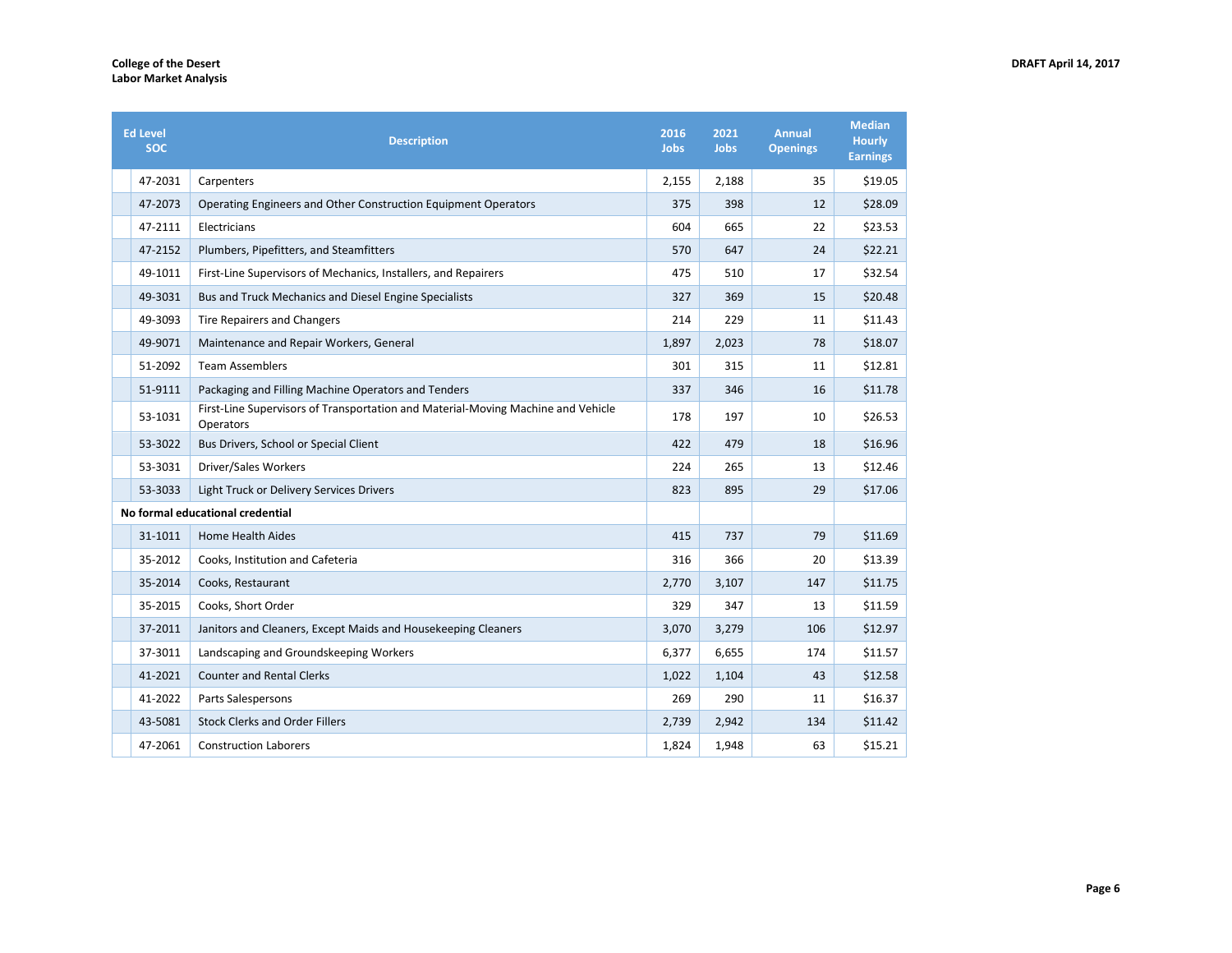| Ed Level SOC | Description | 2016 Jobs | 2021 Jobs | Annual Openings | Median Hourly Earnings |
|---|---|---|---|---|---|
| 47-2031 | Carpenters | 2,155 | 2,188 | 35 | $19.05 |
| 47-2073 | Operating Engineers and Other Construction Equipment Operators | 375 | 398 | 12 | $28.09 |
| 47-2111 | Electricians | 604 | 665 | 22 | $23.53 |
| 47-2152 | Plumbers, Pipefitters, and Steamfitters | 570 | 647 | 24 | $22.21 |
| 49-1011 | First-Line Supervisors of Mechanics, Installers, and Repairers | 475 | 510 | 17 | $32.54 |
| 49-3031 | Bus and Truck Mechanics and Diesel Engine Specialists | 327 | 369 | 15 | $20.48 |
| 49-3093 | Tire Repairers and Changers | 214 | 229 | 11 | $11.43 |
| 49-9071 | Maintenance and Repair Workers, General | 1,897 | 2,023 | 78 | $18.07 |
| 51-2092 | Team Assemblers | 301 | 315 | 11 | $12.81 |
| 51-9111 | Packaging and Filling Machine Operators and Tenders | 337 | 346 | 16 | $11.78 |
| 53-1031 | First-Line Supervisors of Transportation and Material-Moving Machine and Vehicle Operators | 178 | 197 | 10 | $26.53 |
| 53-3022 | Bus Drivers, School or Special Client | 422 | 479 | 18 | $16.96 |
| 53-3031 | Driver/Sales Workers | 224 | 265 | 13 | $12.46 |
| 53-3033 | Light Truck or Delivery Services Drivers | 823 | 895 | 29 | $17.06 |
| **No formal educational credential** | | | | | |
| 31-1011 | Home Health Aides | 415 | 737 | 79 | $11.69 |
| 35-2012 | Cooks, Institution and Cafeteria | 316 | 366 | 20 | $13.39 |
| 35-2014 | Cooks, Restaurant | 2,770 | 3,107 | 147 | $11.75 |
| 35-2015 | Cooks, Short Order | 329 | 347 | 13 | $11.59 |
| 37-2011 | Janitors and Cleaners, Except Maids and Housekeeping Cleaners | 3,070 | 3,279 | 106 | $12.97 |
| 37-3011 | Landscaping and Groundskeeping Workers | 6,377 | 6,655 | 174 | $11.57 |
| 41-2021 | Counter and Rental Clerks | 1,022 | 1,104 | 43 | $12.58 |
| 41-2022 | Parts Salespersons | 269 | 290 | 11 | $16.37 |
| 43-5081 | Stock Clerks and Order Fillers | 2,739 | 2,942 | 134 | $11.42 |
| 47-2061 | Construction Laborers | 1,824 | 1,948 | 63 | $15.21 |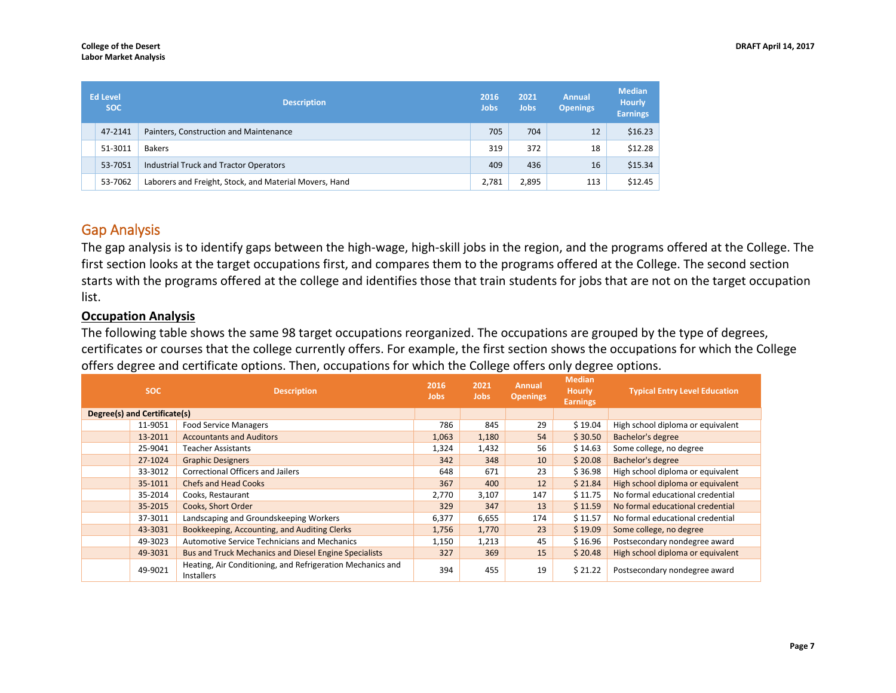| Ed Level | SOC | Description | 2016 Jobs | 2021 Jobs | Annual Openings | Median Hourly Earnings |
|---|---|---|---|---|---|---|
| | 47-2141 | Painters, Construction and Maintenance | 705 | 704 | 12 | $16.23 |
| | 51-3011 | Bakers | 319 | 372 | 18 | $12.28 |
| | 53-7051 | Industrial Truck and Tractor Operators | 409 | 436 | 16 | $15.34 |
| | 53-7062 | Laborers and Freight, Stock, and Material Movers, Hand | 2,781 | 2,895 | 113 | $12.45 |

## Gap Analysis

The gap analysis is to identify gaps between the high-wage, high-skill jobs in the region, and the programs offered at the College. The first section looks at the target occupations first, and compares them to the programs offered at the College. The second section starts with the programs offered at the college and identifies those that train students for jobs that are not on the target occupation list.

### Occupation Analysis

The following table shows the same 98 target occupations reorganized. The occupations are grouped by the type of degrees, certificates or courses that the college currently offers. For example, the first section shows the occupations for which the College offers degree and certificate options. Then, occupations for which the College offers only degree options.

| | SOC | Description | 2016 Jobs | 2021 Jobs | Annual Openings | Median Hourly Earnings | Typical Entry Level Education |
|---|---|---|---|---|---|---|---|
| **Degree(s) and Certificate(s)** | | | | | | | |
| | 11-9051 | Food Service Managers | 786 | 845 | 29 | $ 19.04 | High school diploma or equivalent |
| | 13-2011 | Accountants and Auditors | 1,063 | 1,180 | 54 | $ 30.50 | Bachelor's degree |
| | 25-9041 | Teacher Assistants | 1,324 | 1,432 | 56 | $ 14.63 | Some college, no degree |
| | 27-1024 | Graphic Designers | 342 | 348 | 10 | $ 20.08 | Bachelor's degree |
| | 33-3012 | Correctional Officers and Jailers | 648 | 671 | 23 | $ 36.98 | High school diploma or equivalent |
| | 35-1011 | Chefs and Head Cooks | 367 | 400 | 12 | $ 21.84 | High school diploma or equivalent |
| | 35-2014 | Cooks, Restaurant | 2,770 | 3,107 | 147 | $ 11.75 | No formal educational credential |
| | 35-2015 | Cooks, Short Order | 329 | 347 | 13 | $ 11.59 | No formal educational credential |
| | 37-3011 | Landscaping and Groundskeeping Workers | 6,377 | 6,655 | 174 | $ 11.57 | No formal educational credential |
| | 43-3031 | Bookkeeping, Accounting, and Auditing Clerks | 1,756 | 1,770 | 23 | $ 19.09 | Some college, no degree |
| | 49-3023 | Automotive Service Technicians and Mechanics | 1,150 | 1,213 | 45 | $ 16.96 | Postsecondary nondegree award |
| | 49-3031 | Bus and Truck Mechanics and Diesel Engine Specialists | 327 | 369 | 15 | $ 20.48 | High school diploma or equivalent |
| | 49-9021 | Heating, Air Conditioning, and Refrigeration Mechanics and Installers | 394 | 455 | 19 | $ 21.22 | Postsecondary nondegree award |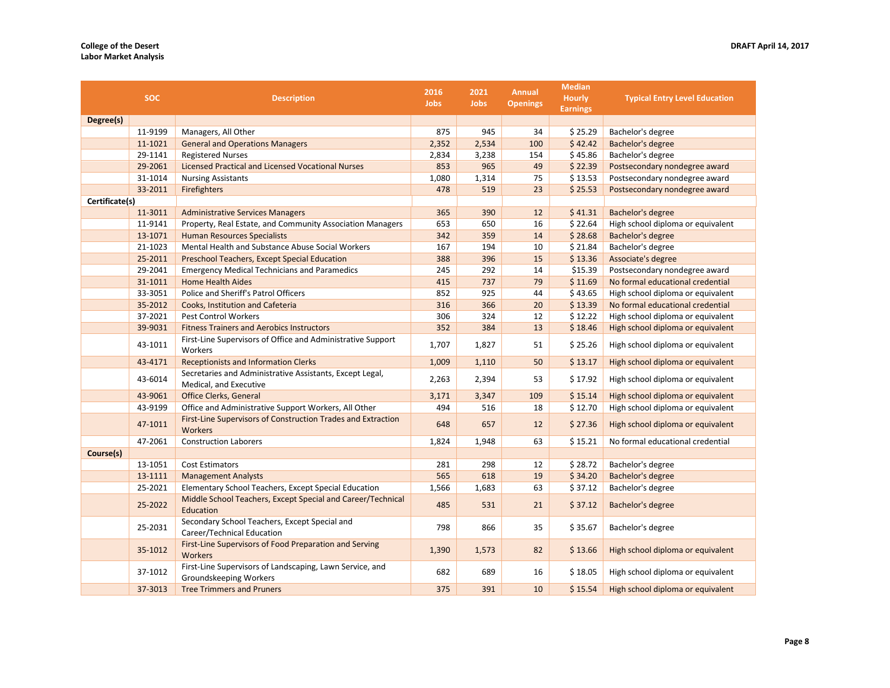| | SOC | Description | 2016 Jobs | 2021 Jobs | Annual Openings | Median Hourly Earnings | Typical Entry Level Education |
|---|---|---|---|---|---|---|---|
| **Degree(s)** | | | | | | | |
| | 11-9199 | Managers, All Other | 875 | 945 | 34 | $ 25.29 | Bachelor's degree |
| | 11-1021 | General and Operations Managers | 2,352 | 2,534 | 100 | $ 42.42 | Bachelor's degree |
| | 29-1141 | Registered Nurses | 2,834 | 3,238 | 154 | $ 45.86 | Bachelor's degree |
| | 29-2061 | Licensed Practical and Licensed Vocational Nurses | 853 | 965 | 49 | $ 22.39 | Postsecondary nondegree award |
| | 31-1014 | Nursing Assistants | 1,080 | 1,314 | 75 | $ 13.53 | Postsecondary nondegree award |
| | 33-2011 | Firefighters | 478 | 519 | 23 | $ 25.53 | Postsecondary nondegree award |
| **Certificate(s)** | | | | | | | |
| | 11-3011 | Administrative Services Managers | 365 | 390 | 12 | $ 41.31 | Bachelor's degree |
| | 11-9141 | Property, Real Estate, and Community Association Managers | 653 | 650 | 16 | $ 22.64 | High school diploma or equivalent |
| | 13-1071 | Human Resources Specialists | 342 | 359 | 14 | $ 28.68 | Bachelor's degree |
| | 21-1023 | Mental Health and Substance Abuse Social Workers | 167 | 194 | 10 | $ 21.84 | Bachelor's degree |
| | 25-2011 | Preschool Teachers, Except Special Education | 388 | 396 | 15 | $ 13.36 | Associate's degree |
| | 29-2041 | Emergency Medical Technicians and Paramedics | 245 | 292 | 14 | $15.39 | Postsecondary nondegree award |
| | 31-1011 | Home Health Aides | 415 | 737 | 79 | $ 11.69 | No formal educational credential |
| | 33-3051 | Police and Sheriff's Patrol Officers | 852 | 925 | 44 | $ 43.65 | High school diploma or equivalent |
| | 35-2012 | Cooks, Institution and Cafeteria | 316 | 366 | 20 | $ 13.39 | No formal educational credential |
| | 37-2021 | Pest Control Workers | 306 | 324 | 12 | $ 12.22 | High school diploma or equivalent |
| | 39-9031 | Fitness Trainers and Aerobics Instructors | 352 | 384 | 13 | $ 18.46 | High school diploma or equivalent |
| | 43-1011 | First-Line Supervisors of Office and Administrative Support Workers | 1,707 | 1,827 | 51 | $ 25.26 | High school diploma or equivalent |
| | 43-4171 | Receptionists and Information Clerks | 1,009 | 1,110 | 50 | $ 13.17 | High school diploma or equivalent |
| | 43-6014 | Secretaries and Administrative Assistants, Except Legal, Medical, and Executive | 2,263 | 2,394 | 53 | $ 17.92 | High school diploma or equivalent |
| | 43-9061 | Office Clerks, General | 3,171 | 3,347 | 109 | $ 15.14 | High school diploma or equivalent |
| | 43-9199 | Office and Administrative Support Workers, All Other | 494 | 516 | 18 | $ 12.70 | High school diploma or equivalent |
| | 47-1011 | First-Line Supervisors of Construction Trades and Extraction Workers | 648 | 657 | 12 | $ 27.36 | High school diploma or equivalent |
| | 47-2061 | Construction Laborers | 1,824 | 1,948 | 63 | $ 15.21 | No formal educational credential |
| **Course(s)** | | | | | | | |
| | 13-1051 | Cost Estimators | 281 | 298 | 12 | $ 28.72 | Bachelor's degree |
| | 13-1111 | Management Analysts | 565 | 618 | 19 | $ 34.20 | Bachelor's degree |
| | 25-2021 | Elementary School Teachers, Except Special Education | 1,566 | 1,683 | 63 | $ 37.12 | Bachelor's degree |
| | 25-2022 | Middle School Teachers, Except Special and Career/Technical Education | 485 | 531 | 21 | $ 37.12 | Bachelor's degree |
| | 25-2031 | Secondary School Teachers, Except Special and Career/Technical Education | 798 | 866 | 35 | $ 35.67 | Bachelor's degree |
| | 35-1012 | First-Line Supervisors of Food Preparation and Serving Workers | 1,390 | 1,573 | 82 | $ 13.66 | High school diploma or equivalent |
| | 37-1012 | First-Line Supervisors of Landscaping, Lawn Service, and Groundskeeping Workers | 682 | 689 | 16 | $ 18.05 | High school diploma or equivalent |
| | 37-3013 | Tree Trimmers and Pruners | 375 | 391 | 10 | $ 15.54 | High school diploma or equivalent |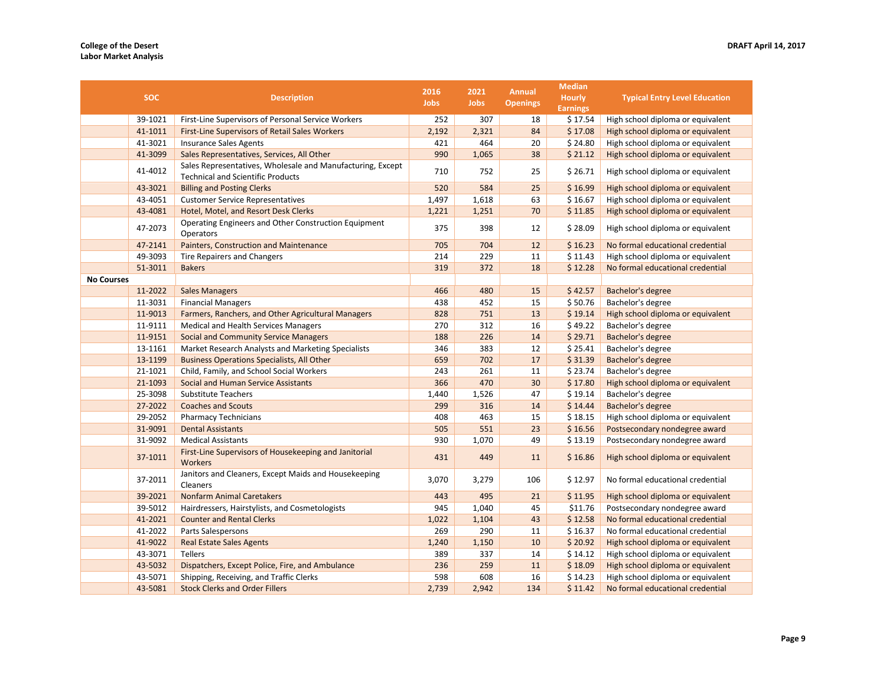| | SOC | Description | 2016 Jobs | 2021 Jobs | Annual Openings | Median Hourly Earnings | Typical Entry Level Education |
|---|---|---|---|---|---|---|---|
| | 39-1021 | First-Line Supervisors of Personal Service Workers | 252 | 307 | 18 | $ 17.54 | High school diploma or equivalent |
| | 41-1011 | First-Line Supervisors of Retail Sales Workers | 2,192 | 2,321 | 84 | $ 17.08 | High school diploma or equivalent |
| | 41-3021 | Insurance Sales Agents | 421 | 464 | 20 | $ 24.80 | High school diploma or equivalent |
| | 41-3099 | Sales Representatives, Services, All Other | 990 | 1,065 | 38 | $ 21.12 | High school diploma or equivalent |
| | 41-4012 | Sales Representatives, Wholesale and Manufacturing, Except Technical and Scientific Products | 710 | 752 | 25 | $ 26.71 | High school diploma or equivalent |
| | 43-3021 | Billing and Posting Clerks | 520 | 584 | 25 | $ 16.99 | High school diploma or equivalent |
| | 43-4051 | Customer Service Representatives | 1,497 | 1,618 | 63 | $ 16.67 | High school diploma or equivalent |
| | 43-4081 | Hotel, Motel, and Resort Desk Clerks | 1,221 | 1,251 | 70 | $ 11.85 | High school diploma or equivalent |
| | 47-2073 | Operating Engineers and Other Construction Equipment Operators | 375 | 398 | 12 | $ 28.09 | High school diploma or equivalent |
| | 47-2141 | Painters, Construction and Maintenance | 705 | 704 | 12 | $ 16.23 | No formal educational credential |
| | 49-3093 | Tire Repairers and Changers | 214 | 229 | 11 | $ 11.43 | High school diploma or equivalent |
| | 51-3011 | Bakers | 319 | 372 | 18 | $ 12.28 | No formal educational credential |
| **No Courses** | | | | | | | |
| | 11-2022 | Sales Managers | 466 | 480 | 15 | $ 42.57 | Bachelor's degree |
| | 11-3031 | Financial Managers | 438 | 452 | 15 | $ 50.76 | Bachelor's degree |
| | 11-9013 | Farmers, Ranchers, and Other Agricultural Managers | 828 | 751 | 13 | $ 19.14 | High school diploma or equivalent |
| | 11-9111 | Medical and Health Services Managers | 270 | 312 | 16 | $ 49.22 | Bachelor's degree |
| | 11-9151 | Social and Community Service Managers | 188 | 226 | 14 | $ 29.71 | Bachelor's degree |
| | 13-1161 | Market Research Analysts and Marketing Specialists | 346 | 383 | 12 | $ 25.41 | Bachelor's degree |
| | 13-1199 | Business Operations Specialists, All Other | 659 | 702 | 17 | $ 31.39 | Bachelor's degree |
| | 21-1021 | Child, Family, and School Social Workers | 243 | 261 | 11 | $ 23.74 | Bachelor's degree |
| | 21-1093 | Social and Human Service Assistants | 366 | 470 | 30 | $ 17.80 | High school diploma or equivalent |
| | 25-3098 | Substitute Teachers | 1,440 | 1,526 | 47 | $ 19.14 | Bachelor's degree |
| | 27-2022 | Coaches and Scouts | 299 | 316 | 14 | $ 14.44 | Bachelor's degree |
| | 29-2052 | Pharmacy Technicians | 408 | 463 | 15 | $ 18.15 | High school diploma or equivalent |
| | 31-9091 | Dental Assistants | 505 | 551 | 23 | $ 16.56 | Postsecondary nondegree award |
| | 31-9092 | Medical Assistants | 930 | 1,070 | 49 | $ 13.19 | Postsecondary nondegree award |
| | 37-1011 | First-Line Supervisors of Housekeeping and Janitorial Workers | 431 | 449 | 11 | $ 16.86 | High school diploma or equivalent |
| | 37-2011 | Janitors and Cleaners, Except Maids and Housekeeping Cleaners | 3,070 | 3,279 | 106 | $ 12.97 | No formal educational credential |
| | 39-2021 | Nonfarm Animal Caretakers | 443 | 495 | 21 | $ 11.95 | High school diploma or equivalent |
| | 39-5012 | Hairdressers, Hairstylists, and Cosmetologists | 945 | 1,040 | 45 | $11.76 | Postsecondary nondegree award |
| | 41-2021 | Counter and Rental Clerks | 1,022 | 1,104 | 43 | $ 12.58 | No formal educational credential |
| | 41-2022 | Parts Salespersons | 269 | 290 | 11 | $ 16.37 | No formal educational credential |
| | 41-9022 | Real Estate Sales Agents | 1,240 | 1,150 | 10 | $ 20.92 | High school diploma or equivalent |
| | 43-3071 | Tellers | 389 | 337 | 14 | $ 14.12 | High school diploma or equivalent |
| | 43-5032 | Dispatchers, Except Police, Fire, and Ambulance | 236 | 259 | 11 | $ 18.09 | High school diploma or equivalent |
| | 43-5071 | Shipping, Receiving, and Traffic Clerks | 598 | 608 | 16 | $ 14.23 | High school diploma or equivalent |
| | 43-5081 | Stock Clerks and Order Fillers | 2,739 | 2,942 | 134 | $ 11.42 | No formal educational credential |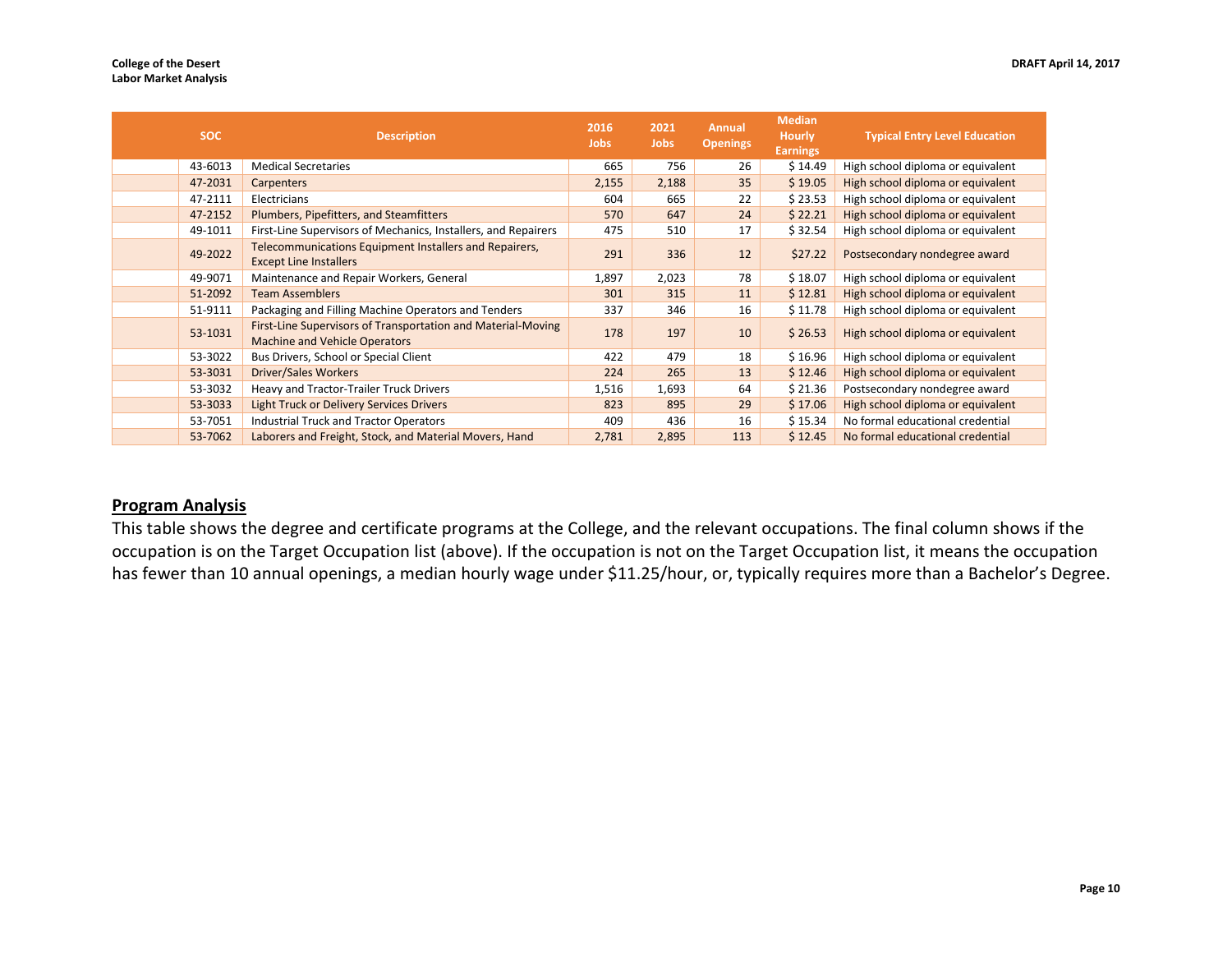| SOC | Description | 2016 Jobs | 2021 Jobs | Annual Openings | Median Hourly Earnings | Typical Entry Level Education |
|---|---|---|---|---|---|---|
| 43-6013 | Medical Secretaries | 665 | 756 | 26 | $ 14.49 | High school diploma or equivalent |
| 47-2031 | Carpenters | 2,155 | 2,188 | 35 | $ 19.05 | High school diploma or equivalent |
| 47-2111 | Electricians | 604 | 665 | 22 | $ 23.53 | High school diploma or equivalent |
| 47-2152 | Plumbers, Pipefitters, and Steamfitters | 570 | 647 | 24 | $ 22.21 | High school diploma or equivalent |
| 49-1011 | First-Line Supervisors of Mechanics, Installers, and Repairers | 475 | 510 | 17 | $ 32.54 | High school diploma or equivalent |
| 49-2022 | Telecommunications Equipment Installers and Repairers, Except Line Installers | 291 | 336 | 12 | $27.22 | Postsecondary nondegree award |
| 49-9071 | Maintenance and Repair Workers, General | 1,897 | 2,023 | 78 | $ 18.07 | High school diploma or equivalent |
| 51-2092 | Team Assemblers | 301 | 315 | 11 | $ 12.81 | High school diploma or equivalent |
| 51-9111 | Packaging and Filling Machine Operators and Tenders | 337 | 346 | 16 | $ 11.78 | High school diploma or equivalent |
| 53-1031 | First-Line Supervisors of Transportation and Material-Moving Machine and Vehicle Operators | 178 | 197 | 10 | $ 26.53 | High school diploma or equivalent |
| 53-3022 | Bus Drivers, School or Special Client | 422 | 479 | 18 | $ 16.96 | High school diploma or equivalent |
| 53-3031 | Driver/Sales Workers | 224 | 265 | 13 | $ 12.46 | High school diploma or equivalent |
| 53-3032 | Heavy and Tractor-Trailer Truck Drivers | 1,516 | 1,693 | 64 | $ 21.36 | Postsecondary nondegree award |
| 53-3033 | Light Truck or Delivery Services Drivers | 823 | 895 | 29 | $ 17.06 | High school diploma or equivalent |
| 53-7051 | Industrial Truck and Tractor Operators | 409 | 436 | 16 | $ 15.34 | No formal educational credential |
| 53-7062 | Laborers and Freight, Stock, and Material Movers, Hand | 2,781 | 2,895 | 113 | $ 12.45 | No formal educational credential |

## Program Analysis

This table shows the degree and certificate programs at the College, and the relevant occupations. The final column shows if the occupation is on the Target Occupation list (above). If the occupation is not on the Target Occupation list, it means the occupation has fewer than 10 annual openings, a median hourly wage under $11.25/hour, or, typically requires more than a Bachelor's Degree.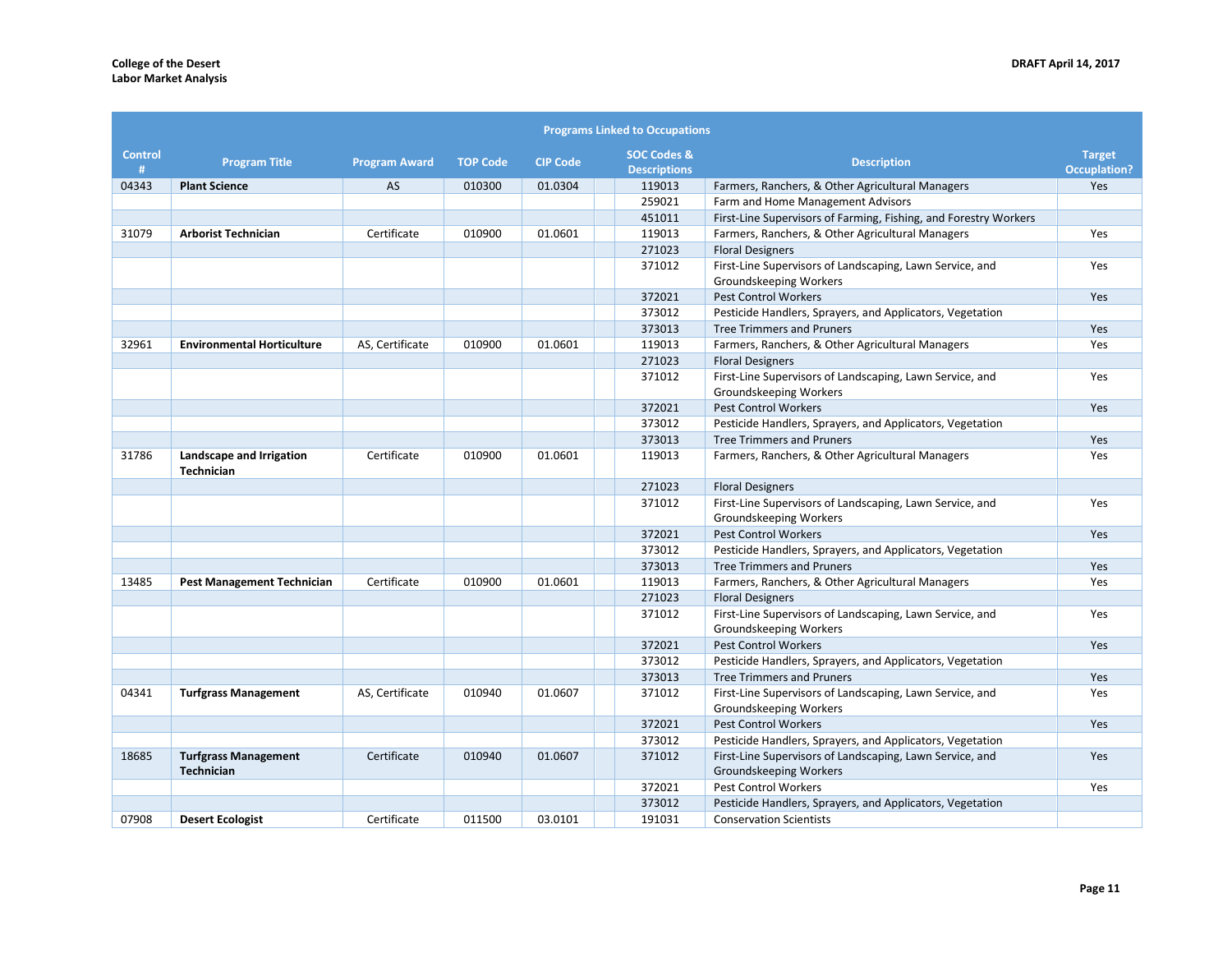| Programs Linked to Occupations | | | | | | | | |
|---|---|---|---|---|---|---|---|---|
| Control # | Program Title | Program Award | TOP Code | CIP Code | | SOC Codes & Descriptions | Description | Target Occuplation? |
| 04343 | **Plant Science** | AS | 010300 | 01.0304 | | 119013 | Farmers, Ranchers, & Other Agricultural Managers | Yes |
| | | | | | | 259021 | Farm and Home Management Advisors | |
| | | | | | | 451011 | First-Line Supervisors of Farming, Fishing, and Forestry Workers | |
| 31079 | **Arborist Technician** | Certificate | 010900 | 01.0601 | | 119013 | Farmers, Ranchers, & Other Agricultural Managers | Yes |
| | | | | | | 271023 | Floral Designers | |
| | | | | | | 371012 | First-Line Supervisors of Landscaping, Lawn Service, and Groundskeeping Workers | Yes |
| | | | | | | 372021 | Pest Control Workers | Yes |
| | | | | | | 373012 | Pesticide Handlers, Sprayers, and Applicators, Vegetation | |
| | | | | | | 373013 | Tree Trimmers and Pruners | Yes |
| 32961 | **Environmental Horticulture** | AS, Certificate | 010900 | 01.0601 | | 119013 | Farmers, Ranchers, & Other Agricultural Managers | Yes |
| | | | | | | 271023 | Floral Designers | |
| | | | | | | 371012 | First-Line Supervisors of Landscaping, Lawn Service, and Groundskeeping Workers | Yes |
| | | | | | | 372021 | Pest Control Workers | Yes |
| | | | | | | 373012 | Pesticide Handlers, Sprayers, and Applicators, Vegetation | |
| | | | | | | 373013 | Tree Trimmers and Pruners | Yes |
| 31786 | **Landscape and Irrigation Technician** | Certificate | 010900 | 01.0601 | | 119013 | Farmers, Ranchers, & Other Agricultural Managers | Yes |
| | | | | | | 271023 | Floral Designers | |
| | | | | | | 371012 | First-Line Supervisors of Landscaping, Lawn Service, and Groundskeeping Workers | Yes |
| | | | | | | 372021 | Pest Control Workers | Yes |
| | | | | | | 373012 | Pesticide Handlers, Sprayers, and Applicators, Vegetation | |
| | | | | | | 373013 | Tree Trimmers and Pruners | Yes |
| 13485 | **Pest Management Technician** | Certificate | 010900 | 01.0601 | | 119013 | Farmers, Ranchers, & Other Agricultural Managers | Yes |
| | | | | | | 271023 | Floral Designers | |
| | | | | | | 371012 | First-Line Supervisors of Landscaping, Lawn Service, and Groundskeeping Workers | Yes |
| | | | | | | 372021 | Pest Control Workers | Yes |
| | | | | | | 373012 | Pesticide Handlers, Sprayers, and Applicators, Vegetation | |
| | | | | | | 373013 | Tree Trimmers and Pruners | Yes |
| 04341 | **Turfgrass Management** | AS, Certificate | 010940 | 01.0607 | | 371012 | First-Line Supervisors of Landscaping, Lawn Service, and Groundskeeping Workers | Yes |
| | | | | | | 372021 | Pest Control Workers | Yes |
| | | | | | | 373012 | Pesticide Handlers, Sprayers, and Applicators, Vegetation | |
| 18685 | **Turfgrass Management Technician** | Certificate | 010940 | 01.0607 | | 371012 | First-Line Supervisors of Landscaping, Lawn Service, and Groundskeeping Workers | Yes |
| | | | | | | 372021 | Pest Control Workers | Yes |
| | | | | | | 373012 | Pesticide Handlers, Sprayers, and Applicators, Vegetation | |
| 07908 | **Desert Ecologist** | Certificate | 011500 | 03.0101 | | 191031 | Conservation Scientists | |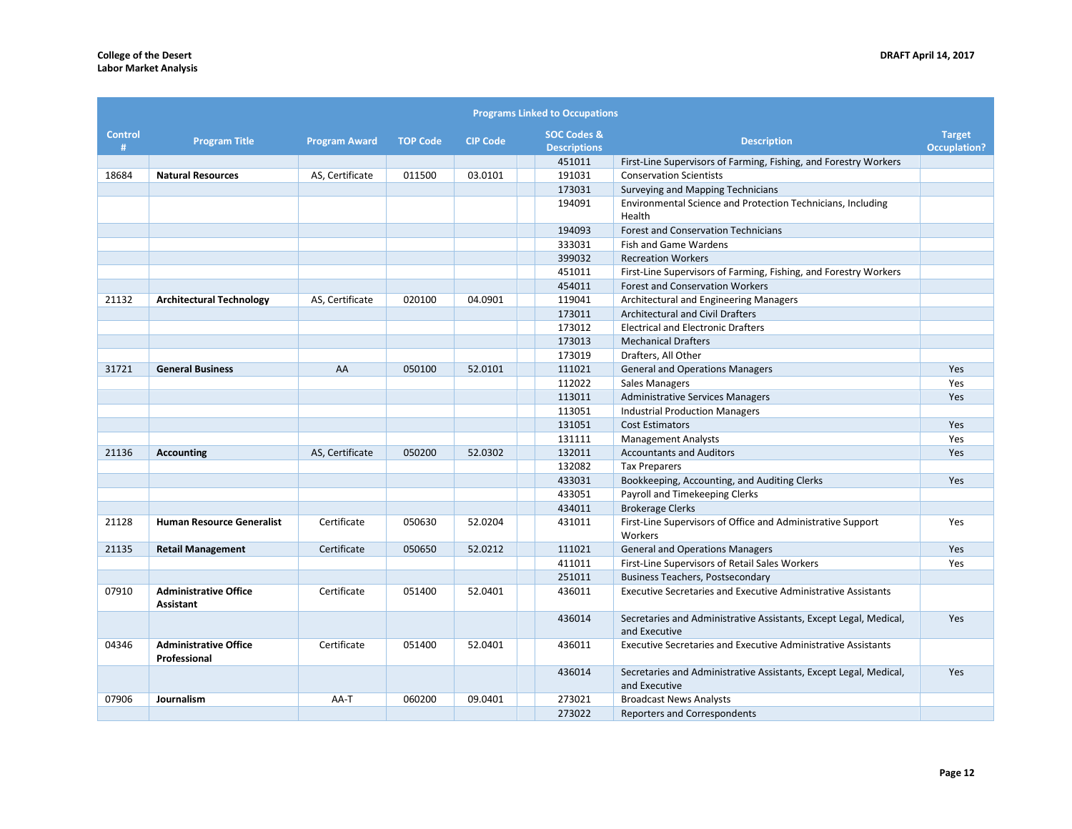| Programs Linked to Occupations | | | | | | | |
|---|---|---|---|---|---|---|---|
| Control # | Program Title | Program Award | TOP Code | CIP Code | SOC Codes & Descriptions | Description | Target Occplation? |
| | | | | | 451011 | First-Line Supervisors of Farming, Fishing, and Forestry Workers | |
| 18684 | **Natural Resources** | AS, Certificate | 011500 | 03.0101 | 191031 | Conservation Scientists | |
| | | | | | 173031 | Surveying and Mapping Technicians | |
| | | | | | 194091 | Environmental Science and Protection Technicians, Including Health | |
| | | | | | 194093 | Forest and Conservation Technicians | |
| | | | | | 333031 | Fish and Game Wardens | |
| | | | | | 399032 | Recreation Workers | |
| | | | | | 451011 | First-Line Supervisors of Farming, Fishing, and Forestry Workers | |
| | | | | | 454011 | Forest and Conservation Workers | |
| 21132 | **Architectural Technology** | AS, Certificate | 020100 | 04.0901 | 119041 | Architectural and Engineering Managers | |
| | | | | | 173011 | Architectural and Civil Drafters | |
| | | | | | 173012 | Electrical and Electronic Drafters | |
| | | | | | 173013 | Mechanical Drafters | |
| | | | | | 173019 | Drafters, All Other | |
| 31721 | **General Business** | AA | 050100 | 52.0101 | 111021 | General and Operations Managers | Yes |
| | | | | | 112022 | Sales Managers | Yes |
| | | | | | 113011 | Administrative Services Managers | Yes |
| | | | | | 113051 | Industrial Production Managers | |
| | | | | | 131051 | Cost Estimators | Yes |
| | | | | | 131111 | Management Analysts | Yes |
| 21136 | **Accounting** | AS, Certificate | 050200 | 52.0302 | 132011 | Accountants and Auditors | Yes |
| | | | | | 132082 | Tax Preparers | |
| | | | | | 433031 | Bookkeeping, Accounting, and Auditing Clerks | Yes |
| | | | | | 433051 | Payroll and Timekeeping Clerks | |
| | | | | | 434011 | Brokerage Clerks | |
| 21128 | **Human Resource Generalist** | Certificate | 050630 | 52.0204 | 431011 | First-Line Supervisors of Office and Administrative Support Workers | Yes |
| 21135 | **Retail Management** | Certificate | 050650 | 52.0212 | 111021 | General and Operations Managers | Yes |
| | | | | | 411011 | First-Line Supervisors of Retail Sales Workers | Yes |
| | | | | | 251011 | Business Teachers, Postsecondary | |
| 07910 | **Administrative Office Assistant** | Certificate | 051400 | 52.0401 | 436011 | Executive Secretaries and Executive Administrative Assistants | |
| | | | | | 436014 | Secretaries and Administrative Assistants, Except Legal, Medical, and Executive | Yes |
| 04346 | **Administrative Office Professional** | Certificate | 051400 | 52.0401 | 436011 | Executive Secretaries and Executive Administrative Assistants | |
| | | | | | 436014 | Secretaries and Administrative Assistants, Except Legal, Medical, and Executive | Yes |
| 07906 | **Journalism** | AA-T | 060200 | 09.0401 | 273021 | Broadcast News Analysts | |
| | | | | | 273022 | Reporters and Correspondents | |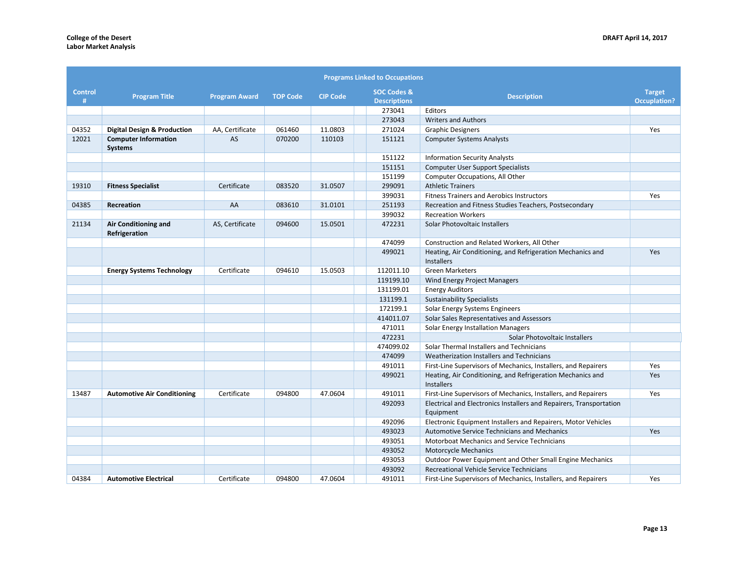| Control # | Program Title | Program Award | TOP Code | CIP Code | | SOC Codes & Descriptions | Description | Target Occuplation? |
|---|---|---|---|---|---|---|---|---|
| | | | | | | 273041 | Editors | |
| | | | | | | 273043 | Writers and Authors | |
| 04352 | **Digital Design & Production** | AA, Certificate | 061460 | 11.0803 | | 271024 | Graphic Designers | Yes |
| 12021 | **Computer Information Systems** | AS | 070200 | 110103 | | 151121 | Computer Systems Analysts | |
| | | | | | | 151122 | Information Security Analysts | |
| | | | | | | 151151 | Computer User Support Specialists | |
| | | | | | | 151199 | Computer Occupations, All Other | |
| 19310 | **Fitness Specialist** | Certificate | 083520 | 31.0507 | | 299091 | Athletic Trainers | |
| | | | | | | 399031 | Fitness Trainers and Aerobics Instructors | Yes |
| 04385 | **Recreation** | AA | 083610 | 31.0101 | | 251193 | Recreation and Fitness Studies Teachers, Postsecondary | |
| | | | | | | 399032 | Recreation Workers | |
| 21134 | **Air Conditioning and Refrigeration** | AS, Certificate | 094600 | 15.0501 | | 472231 | Solar Photovoltaic Installers | |
| | | | | | | 474099 | Construction and Related Workers, All Other | |
| | | | | | | 499021 | Heating, Air Conditioning, and Refrigeration Mechanics and Installers | Yes |
| | **Energy Systems Technology** | Certificate | 094610 | 15.0503 | | 112011.10 | Green Marketers | |
| | | | | | | 119199.10 | Wind Energy Project Managers | |
| | | | | | | 131199.01 | Energy Auditors | |
| | | | | | | 131199.1 | Sustainability Specialists | |
| | | | | | | 172199.1 | Solar Energy Systems Engineers | |
| | | | | | | 414011.07 | Solar Sales Representatives and Assessors | |
| | | | | | | 471011 | Solar Energy Installation Managers | |
| | | | | | | 472231 | Solar Photovoltaic Installers | |
| | | | | | | 474099.02 | Solar Thermal Installers and Technicians | |
| | | | | | | 474099 | Weatherization Installers and Technicians | |
| | | | | | | 491011 | First-Line Supervisors of Mechanics, Installers, and Repairers | Yes |
| | | | | | | 499021 | Heating, Air Conditioning, and Refrigeration Mechanics and Installers | Yes |
| 13487 | **Automotive Air Conditioning** | Certificate | 094800 | 47.0604 | | 491011 | First-Line Supervisors of Mechanics, Installers, and Repairers | Yes |
| | | | | | | 492093 | Electrical and Electronics Installers and Repairers, Transportation Equipment | |
| | | | | | | 492096 | Electronic Equipment Installers and Repairers, Motor Vehicles | |
| | | | | | | 493023 | Automotive Service Technicians and Mechanics | Yes |
| | | | | | | 493051 | Motorboat Mechanics and Service Technicians | |
| | | | | | | 493052 | Motorcycle Mechanics | |
| | | | | | | 493053 | Outdoor Power Equipment and Other Small Engine Mechanics | |
| | | | | | | 493092 | Recreational Vehicle Service Technicians | |
| 04384 | **Automotive Electrical** | Certificate | 094800 | 47.0604 | | 491011 | First-Line Supervisors of Mechanics, Installers, and Repairers | Yes |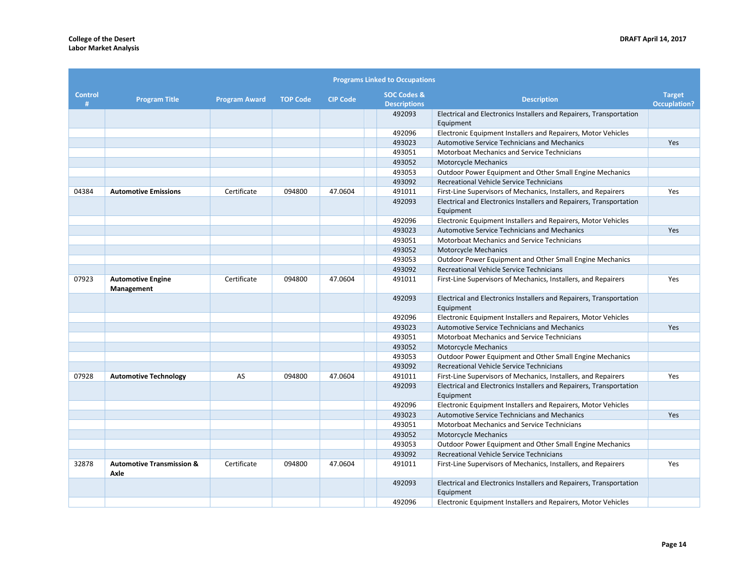| Programs Linked to Occupations | | | | | | | | |
|---|---|---|---|---|---|---|---|---|
| Control # | Program Title | Program Award | TOP Code | CIP Code | | SOC Codes & Descriptions | Description | Target Occuplation? |
| | | | | | | 492093 | Electrical and Electronics Installers and Repairers, Transportation Equipment | |
| | | | | | | 492096 | Electronic Equipment Installers and Repairers, Motor Vehicles | |
| | | | | | | 493023 | Automotive Service Technicians and Mechanics | Yes |
| | | | | | | 493051 | Motorboat Mechanics and Service Technicians | |
| | | | | | | 493052 | Motorcycle Mechanics | |
| | | | | | | 493053 | Outdoor Power Equipment and Other Small Engine Mechanics | |
| | | | | | | 493092 | Recreational Vehicle Service Technicians | |
| 04384 | **Automotive Emissions** | Certificate | 094800 | 47.0604 | | 491011 | First-Line Supervisors of Mechanics, Installers, and Repairers | Yes |
| | | | | | | 492093 | Electrical and Electronics Installers and Repairers, Transportation Equipment | |
| | | | | | | 492096 | Electronic Equipment Installers and Repairers, Motor Vehicles | |
| | | | | | | 493023 | Automotive Service Technicians and Mechanics | Yes |
| | | | | | | 493051 | Motorboat Mechanics and Service Technicians | |
| | | | | | | 493052 | Motorcycle Mechanics | |
| | | | | | | 493053 | Outdoor Power Equipment and Other Small Engine Mechanics | |
| | | | | | | 493092 | Recreational Vehicle Service Technicians | |
| 07923 | **Automotive Engine Management** | Certificate | 094800 | 47.0604 | | 491011 | First-Line Supervisors of Mechanics, Installers, and Repairers | Yes |
| | | | | | | 492093 | Electrical and Electronics Installers and Repairers, Transportation Equipment | |
| | | | | | | 492096 | Electronic Equipment Installers and Repairers, Motor Vehicles | |
| | | | | | | 493023 | Automotive Service Technicians and Mechanics | Yes |
| | | | | | | 493051 | Motorboat Mechanics and Service Technicians | |
| | | | | | | 493052 | Motorcycle Mechanics | |
| | | | | | | 493053 | Outdoor Power Equipment and Other Small Engine Mechanics | |
| | | | | | | 493092 | Recreational Vehicle Service Technicians | |
| 07928 | **Automotive Technology** | AS | 094800 | 47.0604 | | 491011 | First-Line Supervisors of Mechanics, Installers, and Repairers | Yes |
| | | | | | | 492093 | Electrical and Electronics Installers and Repairers, Transportation Equipment | |
| | | | | | | 492096 | Electronic Equipment Installers and Repairers, Motor Vehicles | |
| | | | | | | 493023 | Automotive Service Technicians and Mechanics | Yes |
| | | | | | | 493051 | Motorboat Mechanics and Service Technicians | |
| | | | | | | 493052 | Motorcycle Mechanics | |
| | | | | | | 493053 | Outdoor Power Equipment and Other Small Engine Mechanics | |
| | | | | | | 493092 | Recreational Vehicle Service Technicians | |
| 32878 | **Automotive Transmission & Axle** | Certificate | 094800 | 47.0604 | | 491011 | First-Line Supervisors of Mechanics, Installers, and Repairers | Yes |
| | | | | | | 492093 | Electrical and Electronics Installers and Repairers, Transportation Equipment | |
| | | | | | | 492096 | Electronic Equipment Installers and Repairers, Motor Vehicles | |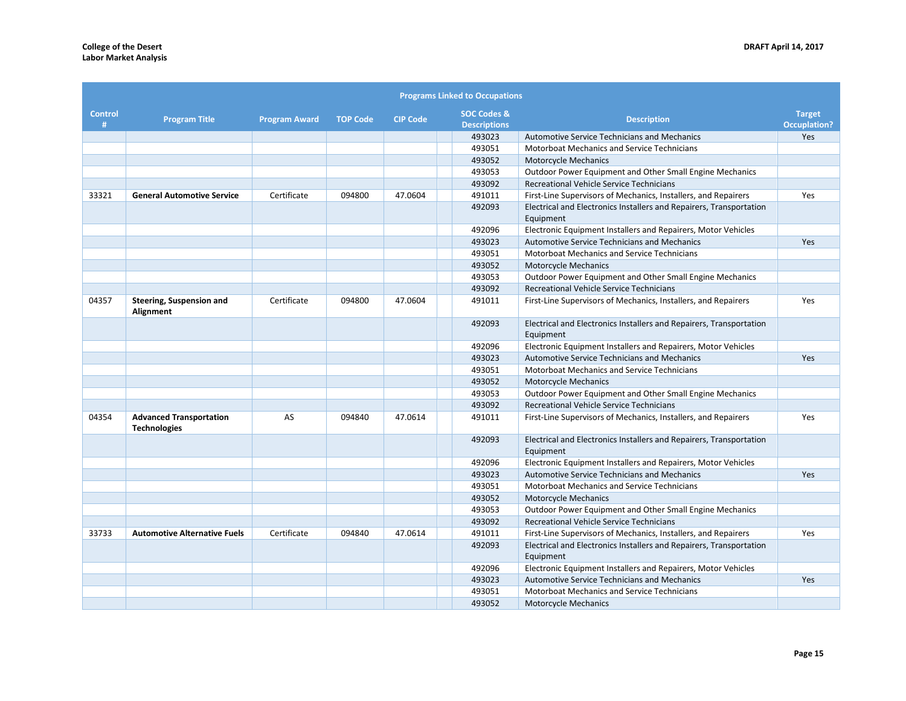| Programs Linked to Occupations | | | | | | | |
|---|---|---|---|---|---|---|---|
| Control # | Program Title | Program Award | TOP Code | CIP Code | SOC Codes & Descriptions | Description | Target Occuplation? |
| | | | | | 493023 | Automotive Service Technicians and Mechanics | Yes |
| | | | | | 493051 | Motorboat Mechanics and Service Technicians | |
| | | | | | 493052 | Motorcycle Mechanics | |
| | | | | | 493053 | Outdoor Power Equipment and Other Small Engine Mechanics | |
| | | | | | 493092 | Recreational Vehicle Service Technicians | |
| 33321 | **General Automotive Service** | Certificate | 094800 | 47.0604 | 491011 | First-Line Supervisors of Mechanics, Installers, and Repairers | Yes |
| | | | | | 492093 | Electrical and Electronics Installers and Repairers, Transportation Equipment | |
| | | | | | 492096 | Electronic Equipment Installers and Repairers, Motor Vehicles | |
| | | | | | 493023 | Automotive Service Technicians and Mechanics | Yes |
| | | | | | 493051 | Motorboat Mechanics and Service Technicians | |
| | | | | | 493052 | Motorcycle Mechanics | |
| | | | | | 493053 | Outdoor Power Equipment and Other Small Engine Mechanics | |
| | | | | | 493092 | Recreational Vehicle Service Technicians | |
| 04357 | **Steering, Suspension and Alignment** | Certificate | 094800 | 47.0604 | 491011 | First-Line Supervisors of Mechanics, Installers, and Repairers | Yes |
| | | | | | 492093 | Electrical and Electronics Installers and Repairers, Transportation Equipment | |
| | | | | | 492096 | Electronic Equipment Installers and Repairers, Motor Vehicles | |
| | | | | | 493023 | Automotive Service Technicians and Mechanics | Yes |
| | | | | | 493051 | Motorboat Mechanics and Service Technicians | |
| | | | | | 493052 | Motorcycle Mechanics | |
| | | | | | 493053 | Outdoor Power Equipment and Other Small Engine Mechanics | |
| | | | | | 493092 | Recreational Vehicle Service Technicians | |
| 04354 | **Advanced Transportation Technologies** | AS | 094840 | 47.0614 | 491011 | First-Line Supervisors of Mechanics, Installers, and Repairers | Yes |
| | | | | | 492093 | Electrical and Electronics Installers and Repairers, Transportation Equipment | |
| | | | | | 492096 | Electronic Equipment Installers and Repairers, Motor Vehicles | |
| | | | | | 493023 | Automotive Service Technicians and Mechanics | Yes |
| | | | | | 493051 | Motorboat Mechanics and Service Technicians | |
| | | | | | 493052 | Motorcycle Mechanics | |
| | | | | | 493053 | Outdoor Power Equipment and Other Small Engine Mechanics | |
| | | | | | 493092 | Recreational Vehicle Service Technicians | |
| 33733 | **Automotive Alternative Fuels** | Certificate | 094840 | 47.0614 | 491011 | First-Line Supervisors of Mechanics, Installers, and Repairers | Yes |
| | | | | | 492093 | Electrical and Electronics Installers and Repairers, Transportation Equipment | |
| | | | | | 492096 | Electronic Equipment Installers and Repairers, Motor Vehicles | |
| | | | | | 493023 | Automotive Service Technicians and Mechanics | Yes |
| | | | | | 493051 | Motorboat Mechanics and Service Technicians | |
| | | | | | 493052 | Motorcycle Mechanics | |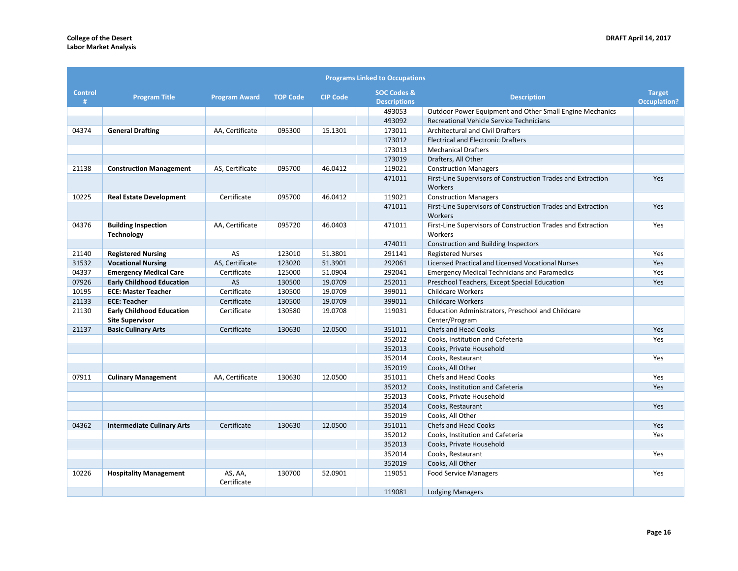| Programs Linked to Occupations | | | | | | | | |
|---|---|---|---|---|---|---|---|---|
| Control # | Program Title | Program Award | TOP Code | CIP Code | | SOC Codes & Descriptions | Description | Target Occuplation? |
| | | | | | | 493053 | Outdoor Power Equipment and Other Small Engine Mechanics | |
| | | | | | | 493092 | Recreational Vehicle Service Technicians | |
| 04374 | **General Drafting** | AA, Certificate | 095300 | 15.1301 | | 173011 | Architectural and Civil Drafters | |
| | | | | | | 173012 | Electrical and Electronic Drafters | |
| | | | | | | 173013 | Mechanical Drafters | |
| | | | | | | 173019 | Drafters, All Other | |
| 21138 | **Construction Management** | AS, Certificate | 095700 | 46.0412 | | 119021 | Construction Managers | |
| | | | | | | 471011 | First-Line Supervisors of Construction Trades and Extraction Workers | Yes |
| 10225 | **Real Estate Development** | Certificate | 095700 | 46.0412 | | 119021 | Construction Managers | |
| | | | | | | 471011 | First-Line Supervisors of Construction Trades and Extraction Workers | Yes |
| 04376 | **Building Inspection Technology** | AA, Certificate | 095720 | 46.0403 | | 471011 | First-Line Supervisors of Construction Trades and Extraction Workers | Yes |
| | | | | | | 474011 | Construction and Building Inspectors | |
| 21140 | **Registered Nursing** | AS | 123010 | 51.3801 | | 291141 | Registered Nurses | Yes |
| 31532 | **Vocational Nursing** | AS, Certificate | 123020 | 51.3901 | | 292061 | Licensed Practical and Licensed Vocational Nurses | Yes |
| 04337 | **Emergency Medical Care** | Certificate | 125000 | 51.0904 | | 292041 | Emergency Medical Technicians and Paramedics | Yes |
| 07926 | **Early Childhood Education** | AS | 130500 | 19.0709 | | 252011 | Preschool Teachers, Except Special Education | Yes |
| 10195 | **ECE: Master Teacher** | Certificate | 130500 | 19.0709 | | 399011 | Childcare Workers | |
| 21133 | **ECE: Teacher** | Certificate | 130500 | 19.0709 | | 399011 | Childcare Workers | |
| 21130 | **Early Childhood Education Site Supervisor** | Certificate | 130580 | 19.0708 | | 119031 | Education Administrators, Preschool and Childcare Center/Program | |
| 21137 | **Basic Culinary Arts** | Certificate | 130630 | 12.0500 | | 351011 | Chefs and Head Cooks | Yes |
| | | | | | | 352012 | Cooks, Institution and Cafeteria | Yes |
| | | | | | | 352013 | Cooks, Private Household | |
| | | | | | | 352014 | Cooks, Restaurant | Yes |
| | | | | | | 352019 | Cooks, All Other | |
| 07911 | **Culinary Management** | AA, Certificate | 130630 | 12.0500 | | 351011 | Chefs and Head Cooks | Yes |
| | | | | | | 352012 | Cooks, Institution and Cafeteria | Yes |
| | | | | | | 352013 | Cooks, Private Household | |
| | | | | | | 352014 | Cooks, Restaurant | Yes |
| | | | | | | 352019 | Cooks, All Other | |
| 04362 | **Intermediate Culinary Arts** | Certificate | 130630 | 12.0500 | | 351011 | Chefs and Head Cooks | Yes |
| | | | | | | 352012 | Cooks, Institution and Cafeteria | Yes |
| | | | | | | 352013 | Cooks, Private Household | |
| | | | | | | 352014 | Cooks, Restaurant | Yes |
| | | | | | | 352019 | Cooks, All Other | |
| 10226 | **Hospitality Management** | AS, AA, Certificate | 130700 | 52.0901 | | 119051 | Food Service Managers | Yes |
| | | | | | | 119081 | Lodging Managers | |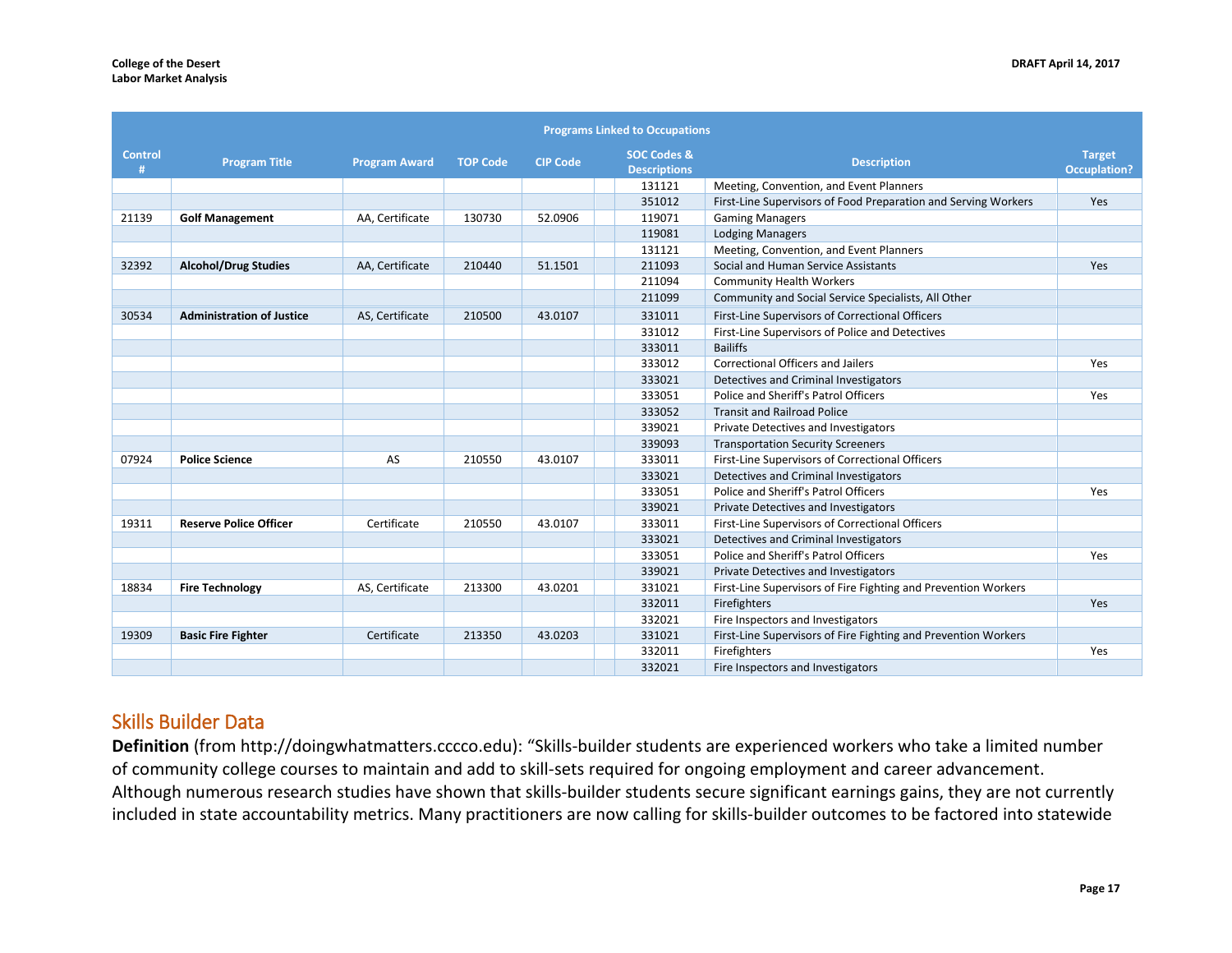| Programs Linked to Occupations | | | | | | | | |
|---|---|---|---|---|---|---|---|---|
| Control # | Program Title | Program Award | TOP Code | CIP Code | | SOC Codes & Descriptions | Description | Target Occuplation? |
| | | | | | | 131121 | Meeting, Convention, and Event Planners | |
| | | | | | | 351012 | First-Line Supervisors of Food Preparation and Serving Workers | Yes |
| 21139 | **Golf Management** | AA, Certificate | 130730 | 52.0906 | | 119071 | Gaming Managers | |
| | | | | | | 119081 | Lodging Managers | |
| | | | | | | 131121 | Meeting, Convention, and Event Planners | |
| 32392 | **Alcohol/Drug Studies** | AA, Certificate | 210440 | 51.1501 | | 211093 | Social and Human Service Assistants | Yes |
| | | | | | | 211094 | Community Health Workers | |
| | | | | | | 211099 | Community and Social Service Specialists, All Other | |
| 30534 | **Administration of Justice** | AS, Certificate | 210500 | 43.0107 | | 331011 | First-Line Supervisors of Correctional Officers | |
| | | | | | | 331012 | First-Line Supervisors of Police and Detectives | |
| | | | | | | 333011 | Bailiffs | |
| | | | | | | 333012 | Correctional Officers and Jailers | Yes |
| | | | | | | 333021 | Detectives and Criminal Investigators | |
| | | | | | | 333051 | Police and Sheriff's Patrol Officers | Yes |
| | | | | | | 333052 | Transit and Railroad Police | |
| | | | | | | 339021 | Private Detectives and Investigators | |
| | | | | | | 339093 | Transportation Security Screeners | |
| 07924 | **Police Science** | AS | 210550 | 43.0107 | | 333011 | First-Line Supervisors of Correctional Officers | |
| | | | | | | 333021 | Detectives and Criminal Investigators | |
| | | | | | | 333051 | Police and Sheriff's Patrol Officers | Yes |
| | | | | | | 339021 | Private Detectives and Investigators | |
| 19311 | **Reserve Police Officer** | Certificate | 210550 | 43.0107 | | 333011 | First-Line Supervisors of Correctional Officers | |
| | | | | | | 333021 | Detectives and Criminal Investigators | |
| | | | | | | 333051 | Police and Sheriff's Patrol Officers | Yes |
| | | | | | | 339021 | Private Detectives and Investigators | |
| 18834 | **Fire Technology** | AS, Certificate | 213300 | 43.0201 | | 331021 | First-Line Supervisors of Fire Fighting and Prevention Workers | |
| | | | | | | 332011 | Firefighters | Yes |
| | | | | | | 332021 | Fire Inspectors and Investigators | |
| 19309 | **Basic Fire Fighter** | Certificate | 213350 | 43.0203 | | 331021 | First-Line Supervisors of Fire Fighting and Prevention Workers | |
| | | | | | | 332011 | Firefighters | Yes |
| | | | | | | 332021 | Fire Inspectors and Investigators | |

## Skills Builder Data

**Definition** (from http://doingwhatmatters.cccco.edu): "Skills-builder students are experienced workers who take a limited number of community college courses to maintain and add to skill-sets required for ongoing employment and career advancement. Although numerous research studies have shown that skills-builder students secure significant earnings gains, they are not currently included in state accountability metrics. Many practitioners are now calling for skills-builder outcomes to be factored into statewide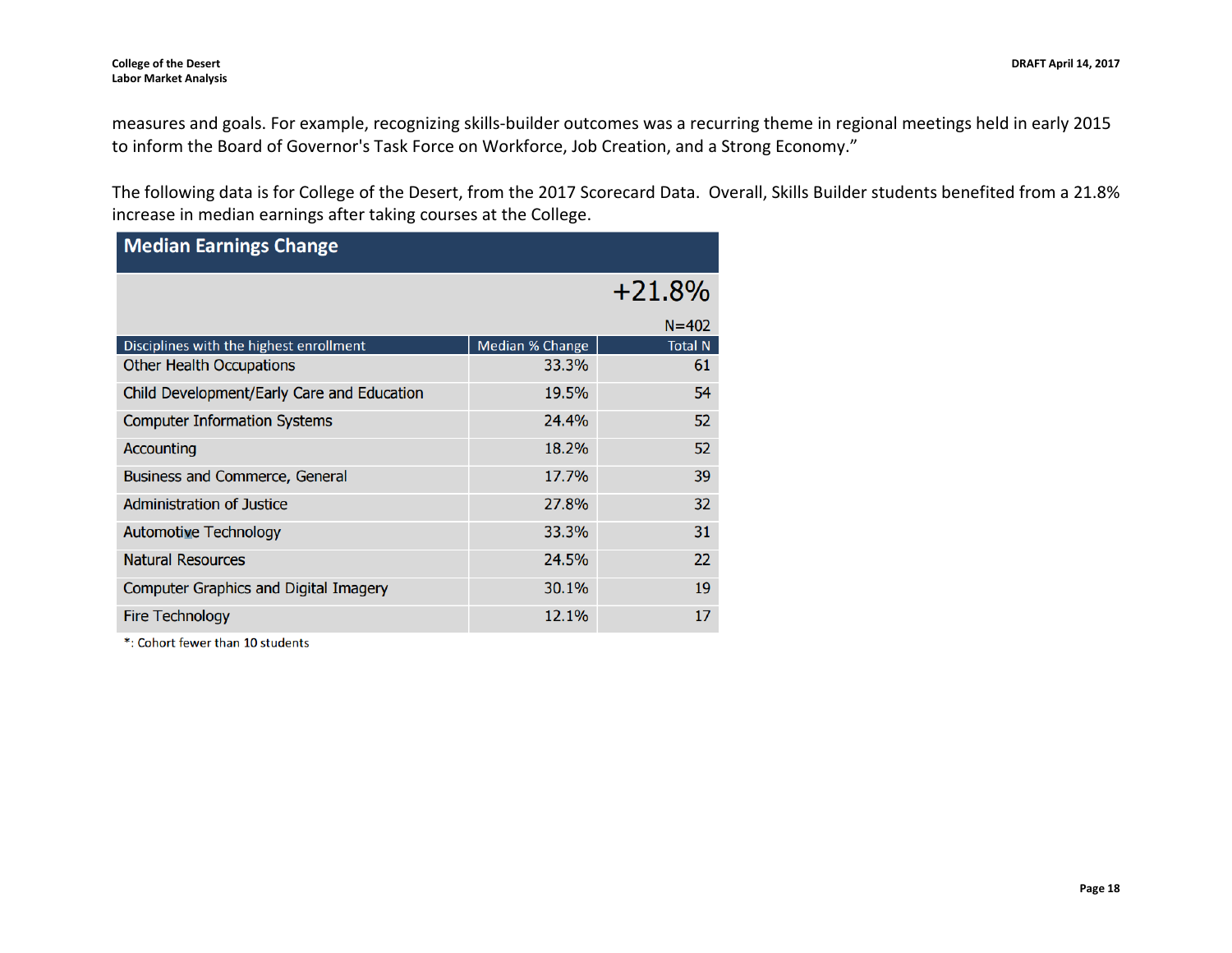measures and goals. For example, recognizing skills-builder outcomes was a recurring theme in regional meetings held in early 2015 to inform the Board of Governor's Task Force on Workforce, Job Creation, and a Strong Economy."

The following data is for College of the Desert, from the 2017 Scorecard Data. Overall, Skills Builder students benefited from a 21.8% increase in median earnings after taking courses at the College.

**Median Earnings Change**

**+21.8%**

N=402

| Disciplines with the highest enrollment | Median % Change | Total N |
|---|---|---|
| Other Health Occupations | 33.3% | 61 |
| Child Development/Early Care and Education | 19.5% | 54 |
| Computer Information Systems | 24.4% | 52 |
| Accounting | 18.2% | 52 |
| Business and Commerce, General | 17.7% | 39 |
| Administration of Justice | 27.8% | 32 |
| Automotive Technology | 33.3% | 31 |
| Natural Resources | 24.5% | 22 |
| Computer Graphics and Digital Imagery | 30.1% | 19 |
| Fire Technology | 12.1% | 17 |

*: Cohort fewer than 10 students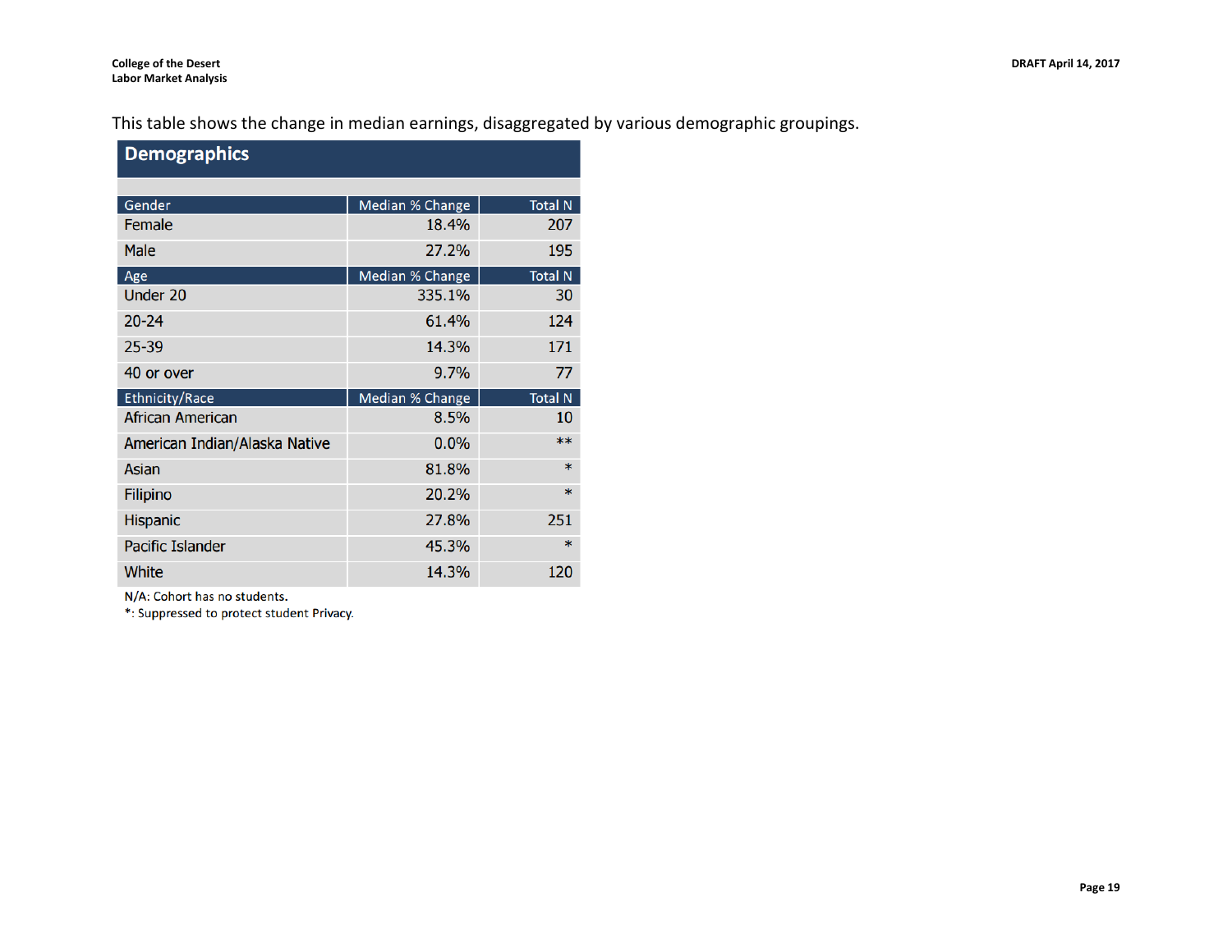This table shows the change in median earnings, disaggregated by various demographic groupings.

## Demographics

| Gender | Median % Change | Total N |
|---|---|---|
| Female | 18.4% | 207 |
| Male | 27.2% | 195 |
| **Age** | **Median % Change** | **Total N** |
| Under 20 | 335.1% | 30 |
| 20-24 | 61.4% | 124 |
| 25-39 | 14.3% | 171 |
| 40 or over | 9.7% | 77 |
| **Ethnicity/Race** | **Median % Change** | **Total N** |
| African American | 8.5% | 10 |
| American Indian/Alaska Native | 0.0% | ** |
| Asian | 81.8% | * |
| Filipino | 20.2% | * |
| Hispanic | 27.8% | 251 |
| Pacific Islander | 45.3% | * |
| White | 14.3% | 120 |

N/A: Cohort has no students.
*: Suppressed to protect student Privacy.